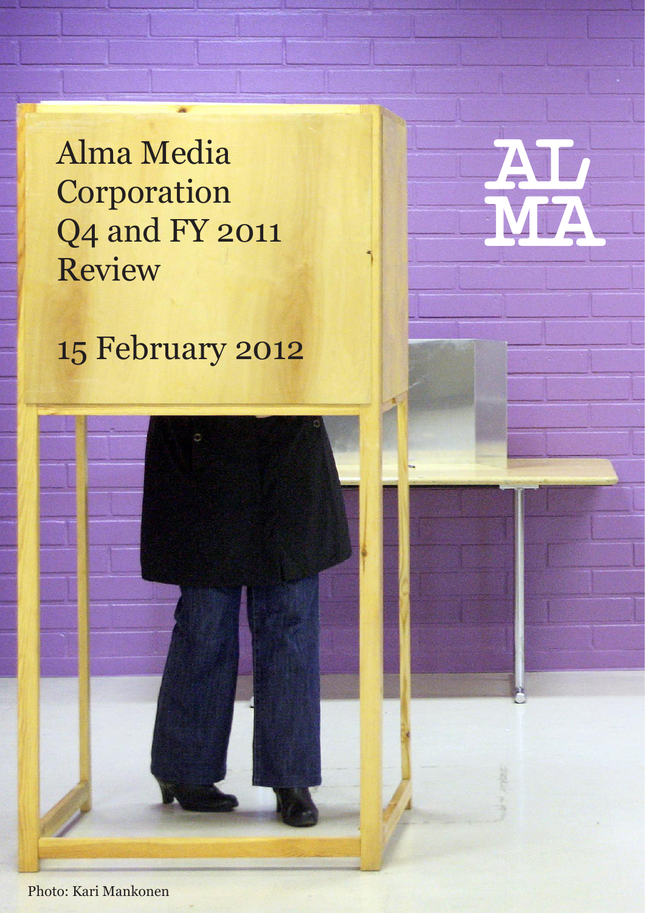# Alma Media Corporation Q4 and FY 2011 Review

15 February 2012

AL
MA

Photo: Kari Mankonen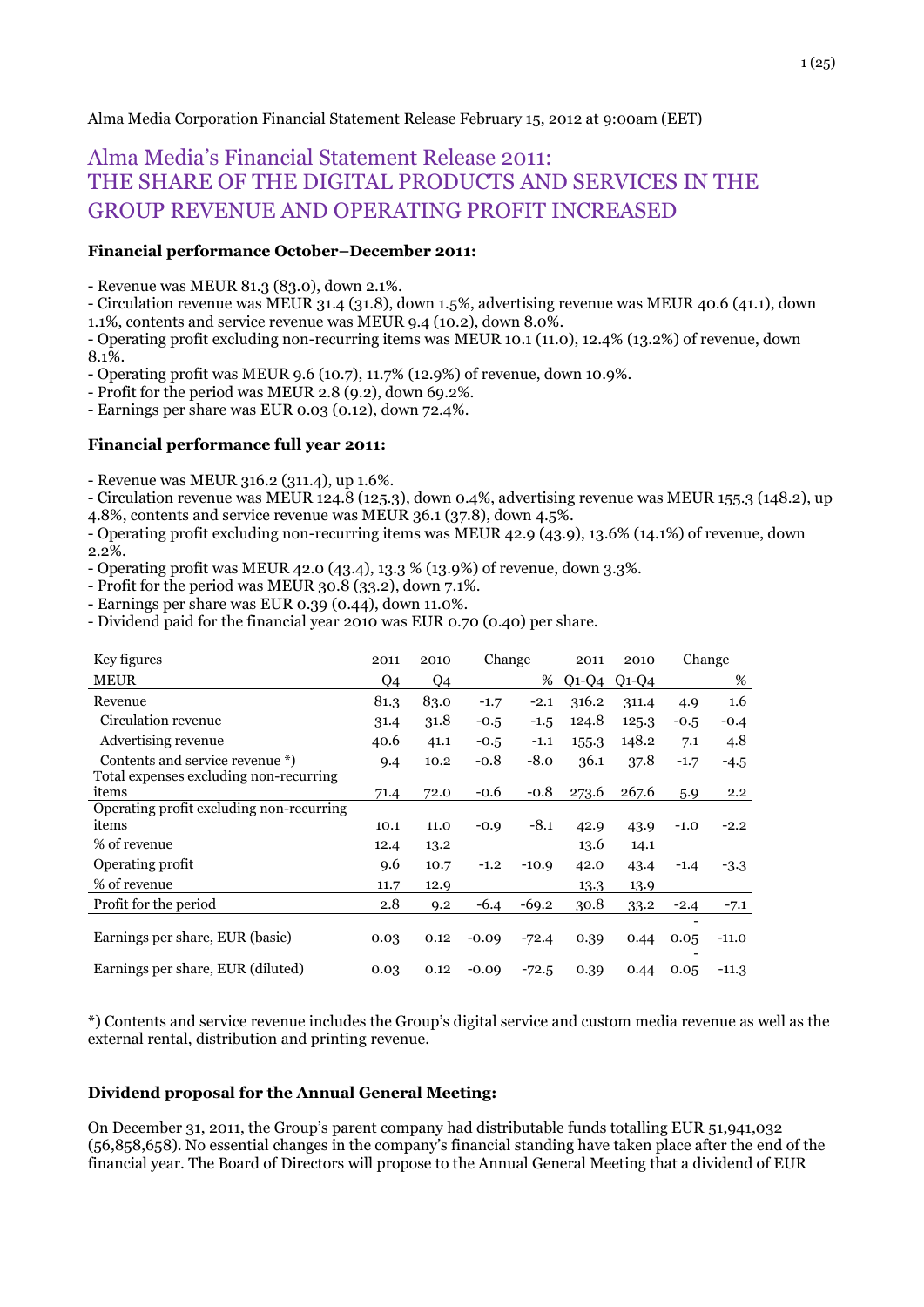Alma Media Corporation Financial Statement Release February 15, 2012 at 9:00am (EET)

# Alma Media's Financial Statement Release 2011: THE SHARE OF THE DIGITAL PRODUCTS AND SERVICES IN THE GROUP REVENUE AND OPERATING PROFIT INCREASED

**Financial performance October–December 2011:**

- Revenue was MEUR 81.3 (83.0), down 2.1%.
- Circulation revenue was MEUR 31.4 (31.8), down 1.5%, advertising revenue was MEUR 40.6 (41.1), down 1.1%, contents and service revenue was MEUR 9.4 (10.2), down 8.0%.
- Operating profit excluding non-recurring items was MEUR 10.1 (11.0), 12.4% (13.2%) of revenue, down 8.1%.
- Operating profit was MEUR 9.6 (10.7), 11.7% (12.9%) of revenue, down 10.9%.
- Profit for the period was MEUR 2.8 (9.2), down 69.2%.
- Earnings per share was EUR 0.03 (0.12), down 72.4%.

**Financial performance full year 2011:**

- Revenue was MEUR 316.2 (311.4), up 1.6%.
- Circulation revenue was MEUR 124.8 (125.3), down 0.4%, advertising revenue was MEUR 155.3 (148.2), up 4.8%, contents and service revenue was MEUR 36.1 (37.8), down 4.5%.
- Operating profit excluding non-recurring items was MEUR 42.9 (43.9), 13.6% (14.1%) of revenue, down 2.2%.
- Operating profit was MEUR 42.0 (43.4), 13.3 % (13.9%) of revenue, down 3.3%.
- Profit for the period was MEUR 30.8 (33.2), down 7.1%.
- Earnings per share was EUR 0.39 (0.44), down 11.0%.
- Dividend paid for the financial year 2010 was EUR 0.70 (0.40) per share.

| Key figures | 2011 | 2010 | Change | | 2011 | 2010 | Change | |
|---|---|---|---|---|---|---|---|---|
| MEUR | Q4 | Q4 | | % | Q1-Q4 | Q1-Q4 | | % |
| Revenue | 81.3 | 83.0 | -1.7 | -2.1 | 316.2 | 311.4 | 4.9 | 1.6 |
| Circulation revenue | 31.4 | 31.8 | -0.5 | -1.5 | 124.8 | 125.3 | -0.5 | -0.4 |
| Advertising revenue | 40.6 | 41.1 | -0.5 | -1.1 | 155.3 | 148.2 | 7.1 | 4.8 |
| Contents and service revenue *) | 9.4 | 10.2 | -0.8 | -8.0 | 36.1 | 37.8 | -1.7 | -4.5 |
| Total expenses excluding non-recurring items | 71.4 | 72.0 | -0.6 | -0.8 | 273.6 | 267.6 | 5.9 | 2.2 |
| Operating profit excluding non-recurring items | 10.1 | 11.0 | -0.9 | -8.1 | 42.9 | 43.9 | -1.0 | -2.2 |
| % of revenue | 12.4 | 13.2 | | | 13.6 | 14.1 | | |
| Operating profit | 9.6 | 10.7 | -1.2 | -10.9 | 42.0 | 43.4 | -1.4 | -3.3 |
| % of revenue | 11.7 | 12.9 | | | 13.3 | 13.9 | | |
| Profit for the period | 2.8 | 9.2 | -6.4 | -69.2 | 30.8 | 33.2 | -2.4 | -7.1 |
| Earnings per share, EUR (basic) | 0.03 | 0.12 | -0.09 | -72.4 | 0.39 | 0.44 | -0.05 | -11.0 |
| Earnings per share, EUR (diluted) | 0.03 | 0.12 | -0.09 | -72.5 | 0.39 | 0.44 | -0.05 | -11.3 |

*) Contents and service revenue includes the Group's digital service and custom media revenue as well as the external rental, distribution and printing revenue.

**Dividend proposal for the Annual General Meeting:**

On December 31, 2011, the Group's parent company had distributable funds totalling EUR 51,941,032 (56,858,658). No essential changes in the company's financial standing have taken place after the end of the financial year. The Board of Directors will propose to the Annual General Meeting that a dividend of EUR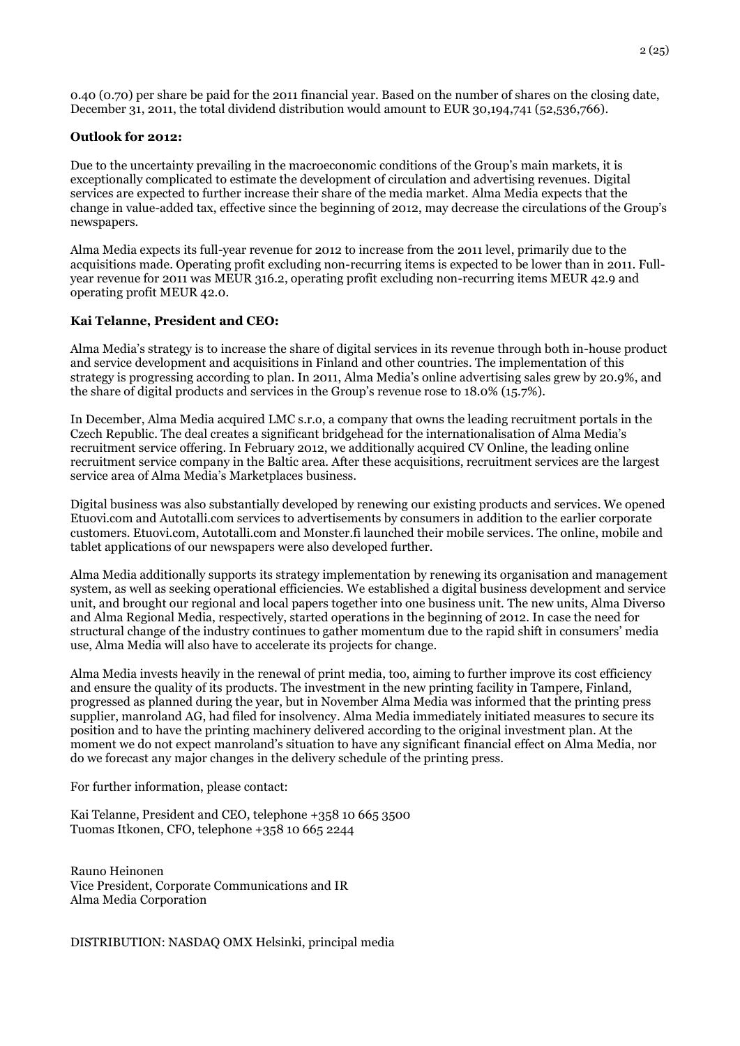0.40 (0.70) per share be paid for the 2011 financial year. Based on the number of shares on the closing date, December 31, 2011, the total dividend distribution would amount to EUR 30,194,741 (52,536,766).

**Outlook for 2012:**

Due to the uncertainty prevailing in the macroeconomic conditions of the Group's main markets, it is exceptionally complicated to estimate the development of circulation and advertising revenues. Digital services are expected to further increase their share of the media market. Alma Media expects that the change in value-added tax, effective since the beginning of 2012, may decrease the circulations of the Group's newspapers.

Alma Media expects its full-year revenue for 2012 to increase from the 2011 level, primarily due to the acquisitions made. Operating profit excluding non-recurring items is expected to be lower than in 2011. Full-year revenue for 2011 was MEUR 316.2, operating profit excluding non-recurring items MEUR 42.9 and operating profit MEUR 42.0.

**Kai Telanne, President and CEO:**

Alma Media's strategy is to increase the share of digital services in its revenue through both in-house product and service development and acquisitions in Finland and other countries. The implementation of this strategy is progressing according to plan. In 2011, Alma Media's online advertising sales grew by 20.9%, and the share of digital products and services in the Group's revenue rose to 18.0% (15.7%).

In December, Alma Media acquired LMC s.r.o, a company that owns the leading recruitment portals in the Czech Republic. The deal creates a significant bridgehead for the internationalisation of Alma Media's recruitment service offering. In February 2012, we additionally acquired CV Online, the leading online recruitment service company in the Baltic area. After these acquisitions, recruitment services are the largest service area of Alma Media's Marketplaces business.

Digital business was also substantially developed by renewing our existing products and services. We opened Etuovi.com and Autotalli.com services to advertisements by consumers in addition to the earlier corporate customers. Etuovi.com, Autotalli.com and Monster.fi launched their mobile services. The online, mobile and tablet applications of our newspapers were also developed further.

Alma Media additionally supports its strategy implementation by renewing its organisation and management system, as well as seeking operational efficiencies. We established a digital business development and service unit, and brought our regional and local papers together into one business unit. The new units, Alma Diverso and Alma Regional Media, respectively, started operations in the beginning of 2012. In case the need for structural change of the industry continues to gather momentum due to the rapid shift in consumers' media use, Alma Media will also have to accelerate its projects for change.

Alma Media invests heavily in the renewal of print media, too, aiming to further improve its cost efficiency and ensure the quality of its products. The investment in the new printing facility in Tampere, Finland, progressed as planned during the year, but in November Alma Media was informed that the printing press supplier, manroland AG, had filed for insolvency. Alma Media immediately initiated measures to secure its position and to have the printing machinery delivered according to the original investment plan. At the moment we do not expect manroland's situation to have any significant financial effect on Alma Media, nor do we forecast any major changes in the delivery schedule of the printing press.

For further information, please contact:

Kai Telanne, President and CEO, telephone +358 10 665 3500
Tuomas Itkonen, CFO, telephone +358 10 665 2244

Rauno Heinonen
Vice President, Corporate Communications and IR
Alma Media Corporation

DISTRIBUTION: NASDAQ OMX Helsinki, principal media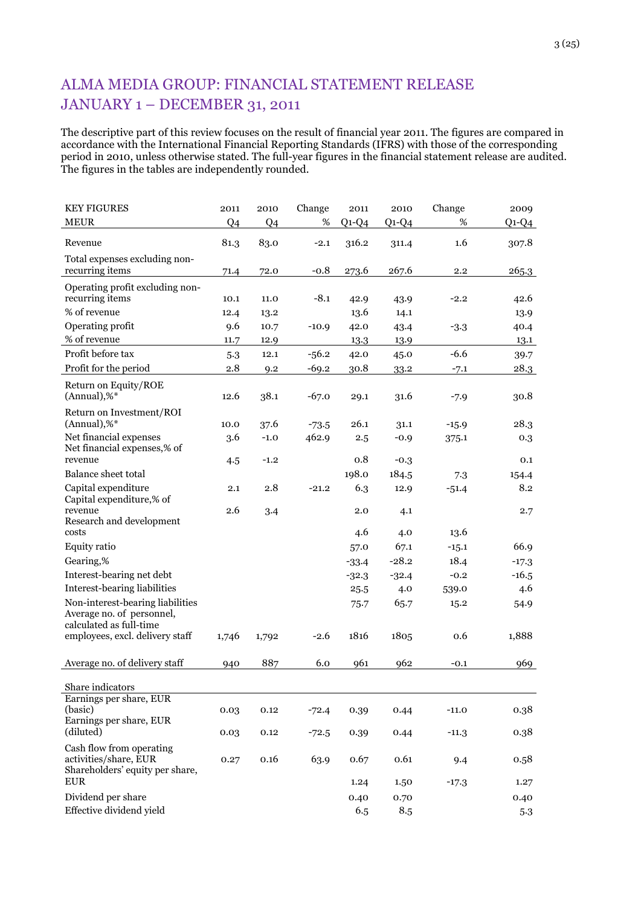# ALMA MEDIA GROUP: FINANCIAL STATEMENT RELEASE JANUARY 1 – DECEMBER 31, 2011

The descriptive part of this review focuses on the result of financial year 2011. The figures are compared in accordance with the International Financial Reporting Standards (IFRS) with those of the corresponding period in 2010, unless otherwise stated. The full-year figures in the financial statement release are audited. The figures in the tables are independently rounded.

| KEY FIGURES MEUR | 2011 Q4 | 2010 Q4 | Change % | 2011 Q1-Q4 | 2010 Q1-Q4 | Change % | 2009 Q1-Q4 |
|---|---|---|---|---|---|---|---|
| Revenue | 81.3 | 83.0 | -2.1 | 316.2 | 311.4 | 1.6 | 307.8 |
| Total expenses excluding non-recurring items | 71.4 | 72.0 | -0.8 | 273.6 | 267.6 | 2.2 | 265.3 |
| Operating profit excluding non-recurring items | 10.1 | 11.0 | -8.1 | 42.9 | 43.9 | -2.2 | 42.6 |
| % of revenue | 12.4 | 13.2 | | 13.6 | 14.1 | | 13.9 |
| Operating profit | 9.6 | 10.7 | -10.9 | 42.0 | 43.4 | -3.3 | 40.4 |
| % of revenue | 11.7 | 12.9 | | 13.3 | 13.9 | | 13.1 |
| Profit before tax | 5.3 | 12.1 | -56.2 | 42.0 | 45.0 | -6.6 | 39.7 |
| Profit for the period | 2.8 | 9.2 | -69.2 | 30.8 | 33.2 | -7.1 | 28.3 |
| Return on Equity/ROE (Annual),%* | 12.6 | 38.1 | -67.0 | 29.1 | 31.6 | -7.9 | 30.8 |
| Return on Investment/ROI (Annual),%* | 10.0 | 37.6 | -73.5 | 26.1 | 31.1 | -15.9 | 28.3 |
| Net financial expenses | 3.6 | -1.0 | 462.9 | 2.5 | -0.9 | 375.1 | 0.3 |
| Net financial expenses,% of revenue | 4.5 | -1.2 | | 0.8 | -0.3 | | 0.1 |
| Balance sheet total | | | | 198.0 | 184.5 | 7.3 | 154.4 |
| Capital expenditure | 2.1 | 2.8 | -21.2 | 6.3 | 12.9 | -51.4 | 8.2 |
| Capital expenditure,% of revenue | 2.6 | 3.4 | | 2.0 | 4.1 | | 2.7 |
| Research and development costs | | | | 4.6 | 4.0 | 13.6 | |
| Equity ratio | | | | 57.0 | 67.1 | -15.1 | 66.9 |
| Gearing,% | | | | -33.4 | -28.2 | 18.4 | -17.3 |
| Interest-bearing net debt | | | | -32.3 | -32.4 | -0.2 | -16.5 |
| Interest-bearing liabilities | | | | 25.5 | 4.0 | 539.0 | 4.6 |
| Non-interest-bearing liabilities | | | | 75.7 | 65.7 | 15.2 | 54.9 |
| Average no. of personnel, calculated as full-time employees, excl. delivery staff | 1,746 | 1,792 | -2.6 | 1816 | 1805 | 0.6 | 1,888 |
| Average no. of delivery staff | 940 | 887 | 6.0 | 961 | 962 | -0.1 | 969 |
| **Share indicators** | | | | | | | |
| Earnings per share, EUR (basic) | 0.03 | 0.12 | -72.4 | 0.39 | 0.44 | -11.0 | 0.38 |
| Earnings per share, EUR (diluted) | 0.03 | 0.12 | -72.5 | 0.39 | 0.44 | -11.3 | 0.38 |
| Cash flow from operating activities/share, EUR | 0.27 | 0.16 | 63.9 | 0.67 | 0.61 | 9.4 | 0.58 |
| Shareholders' equity per share, EUR | | | | 1.24 | 1.50 | -17.3 | 1.27 |
| Dividend per share | | | | 0.40 | 0.70 | | 0.40 |
| Effective dividend yield | | | | 6.5 | 8.5 | | 5.3 |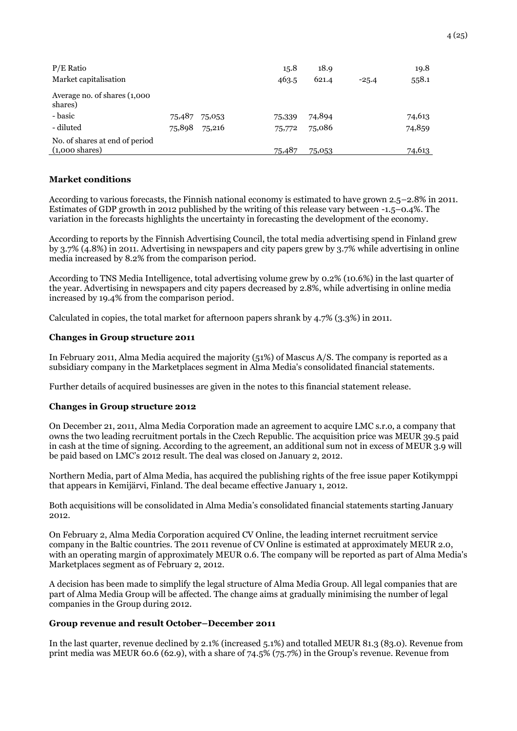| | | | | | | |
|---|---|---|---|---|---|---|
| P/E Ratio | | | 15.8 | 18.9 | | 19.8 |
| Market capitalisation | | | 463.5 | 621.4 | -25.4 | 558.1 |
| Average no. of shares (1,000 shares) | | | | | | |
| - basic | 75,487 | 75,053 | 75,339 | 74,894 | | 74,613 |
| - diluted | 75,898 | 75,216 | 75,772 | 75,086 | | 74,859 |
| No. of shares at end of period (1,000 shares) | | | 75,487 | 75,053 | | 74,613 |

**Market conditions**

According to various forecasts, the Finnish national economy is estimated to have grown 2.5–2.8% in 2011. Estimates of GDP growth in 2012 published by the writing of this release vary between -1.5–0.4%. The variation in the forecasts highlights the uncertainty in forecasting the development of the economy.

According to reports by the Finnish Advertising Council, the total media advertising spend in Finland grew by 3.7% (4.8%) in 2011. Advertising in newspapers and city papers grew by 3.7% while advertising in online media increased by 8.2% from the comparison period.

According to TNS Media Intelligence, total advertising volume grew by 0.2% (10.6%) in the last quarter of the year. Advertising in newspapers and city papers decreased by 2.8%, while advertising in online media increased by 19.4% from the comparison period.

Calculated in copies, the total market for afternoon papers shrank by 4.7% (3.3%) in 2011.

**Changes in Group structure 2011**

In February 2011, Alma Media acquired the majority (51%) of Mascus A/S. The company is reported as a subsidiary company in the Marketplaces segment in Alma Media's consolidated financial statements.

Further details of acquired businesses are given in the notes to this financial statement release.

**Changes in Group structure 2012**

On December 21, 2011, Alma Media Corporation made an agreement to acquire LMC s.r.o, a company that owns the two leading recruitment portals in the Czech Republic. The acquisition price was MEUR 39.5 paid in cash at the time of signing. According to the agreement, an additional sum not in excess of MEUR 3.9 will be paid based on LMC's 2012 result. The deal was closed on January 2, 2012.

Northern Media, part of Alma Media, has acquired the publishing rights of the free issue paper Kotikymppi that appears in Kemijärvi, Finland. The deal became effective January 1, 2012.

Both acquisitions will be consolidated in Alma Media's consolidated financial statements starting January 2012.

On February 2, Alma Media Corporation acquired CV Online, the leading internet recruitment service company in the Baltic countries. The 2011 revenue of CV Online is estimated at approximately MEUR 2.0, with an operating margin of approximately MEUR 0.6. The company will be reported as part of Alma Media's Marketplaces segment as of February 2, 2012.

A decision has been made to simplify the legal structure of Alma Media Group. All legal companies that are part of Alma Media Group will be affected. The change aims at gradually minimising the number of legal companies in the Group during 2012.

**Group revenue and result October–December 2011**

In the last quarter, revenue declined by 2.1% (increased 5.1%) and totalled MEUR 81.3 (83.0). Revenue from print media was MEUR 60.6 (62.9), with a share of 74.5% (75.7%) in the Group's revenue. Revenue from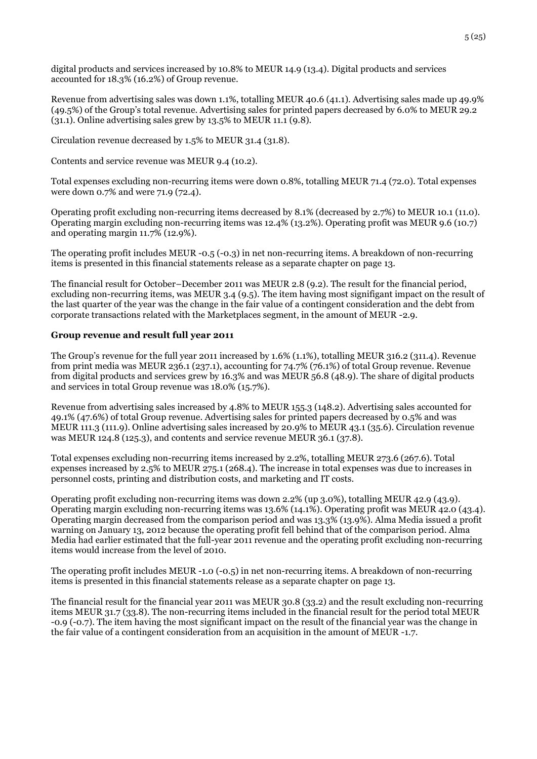digital products and services increased by 10.8% to MEUR 14.9 (13.4). Digital products and services accounted for 18.3% (16.2%) of Group revenue.

Revenue from advertising sales was down 1.1%, totalling MEUR 40.6 (41.1). Advertising sales made up 49.9% (49.5%) of the Group's total revenue. Advertising sales for printed papers decreased by 6.0% to MEUR 29.2 (31.1). Online advertising sales grew by 13.5% to MEUR 11.1 (9.8).

Circulation revenue decreased by 1.5% to MEUR 31.4 (31.8).

Contents and service revenue was MEUR 9.4 (10.2).

Total expenses excluding non-recurring items were down 0.8%, totalling MEUR 71.4 (72.0). Total expenses were down 0.7% and were 71.9 (72.4).

Operating profit excluding non-recurring items decreased by 8.1% (decreased by 2.7%) to MEUR 10.1 (11.0). Operating margin excluding non-recurring items was 12.4% (13.2%). Operating profit was MEUR 9.6 (10.7) and operating margin 11.7% (12.9%).

The operating profit includes MEUR -0.5 (-0.3) in net non-recurring items. A breakdown of non-recurring items is presented in this financial statements release as a separate chapter on page 13.

The financial result for October–December 2011 was MEUR 2.8 (9.2). The result for the financial period, excluding non-recurring items, was MEUR 3.4 (9.5). The item having most signifigant impact on the result of the last quarter of the year was the change in the fair value of a contingent consideration and the debt from corporate transactions related with the Marketplaces segment, in the amount of MEUR -2.9.

**Group revenue and result full year 2011**

The Group's revenue for the full year 2011 increased by 1.6% (1.1%), totalling MEUR 316.2 (311.4). Revenue from print media was MEUR 236.1 (237.1), accounting for 74.7% (76.1%) of total Group revenue. Revenue from digital products and services grew by 16.3% and was MEUR 56.8 (48.9). The share of digital products and services in total Group revenue was 18.0% (15.7%).

Revenue from advertising sales increased by 4.8% to MEUR 155.3 (148.2). Advertising sales accounted for 49.1% (47.6%) of total Group revenue. Advertising sales for printed papers decreased by 0.5% and was MEUR 111.3 (111.9). Online advertising sales increased by 20.9% to MEUR 43.1 (35.6). Circulation revenue was MEUR 124.8 (125.3), and contents and service revenue MEUR 36.1 (37.8).

Total expenses excluding non-recurring items increased by 2.2%, totalling MEUR 273.6 (267.6). Total expenses increased by 2.5% to MEUR 275.1 (268.4). The increase in total expenses was due to increases in personnel costs, printing and distribution costs, and marketing and IT costs.

Operating profit excluding non-recurring items was down 2.2% (up 3.0%), totalling MEUR 42.9 (43.9). Operating margin excluding non-recurring items was 13.6% (14.1%). Operating profit was MEUR 42.0 (43.4). Operating margin decreased from the comparison period and was 13.3% (13.9%). Alma Media issued a profit warning on January 13, 2012 because the operating profit fell behind that of the comparison period. Alma Media had earlier estimated that the full-year 2011 revenue and the operating profit excluding non-recurring items would increase from the level of 2010.

The operating profit includes MEUR -1.0 (-0.5) in net non-recurring items. A breakdown of non-recurring items is presented in this financial statements release as a separate chapter on page 13.

The financial result for the financial year 2011 was MEUR 30.8 (33.2) and the result excluding non-recurring items MEUR 31.7 (33.8). The non-recurring items included in the financial result for the period total MEUR -0.9 (-0.7). The item having the most significant impact on the result of the financial year was the change in the fair value of a contingent consideration from an acquisition in the amount of MEUR -1.7.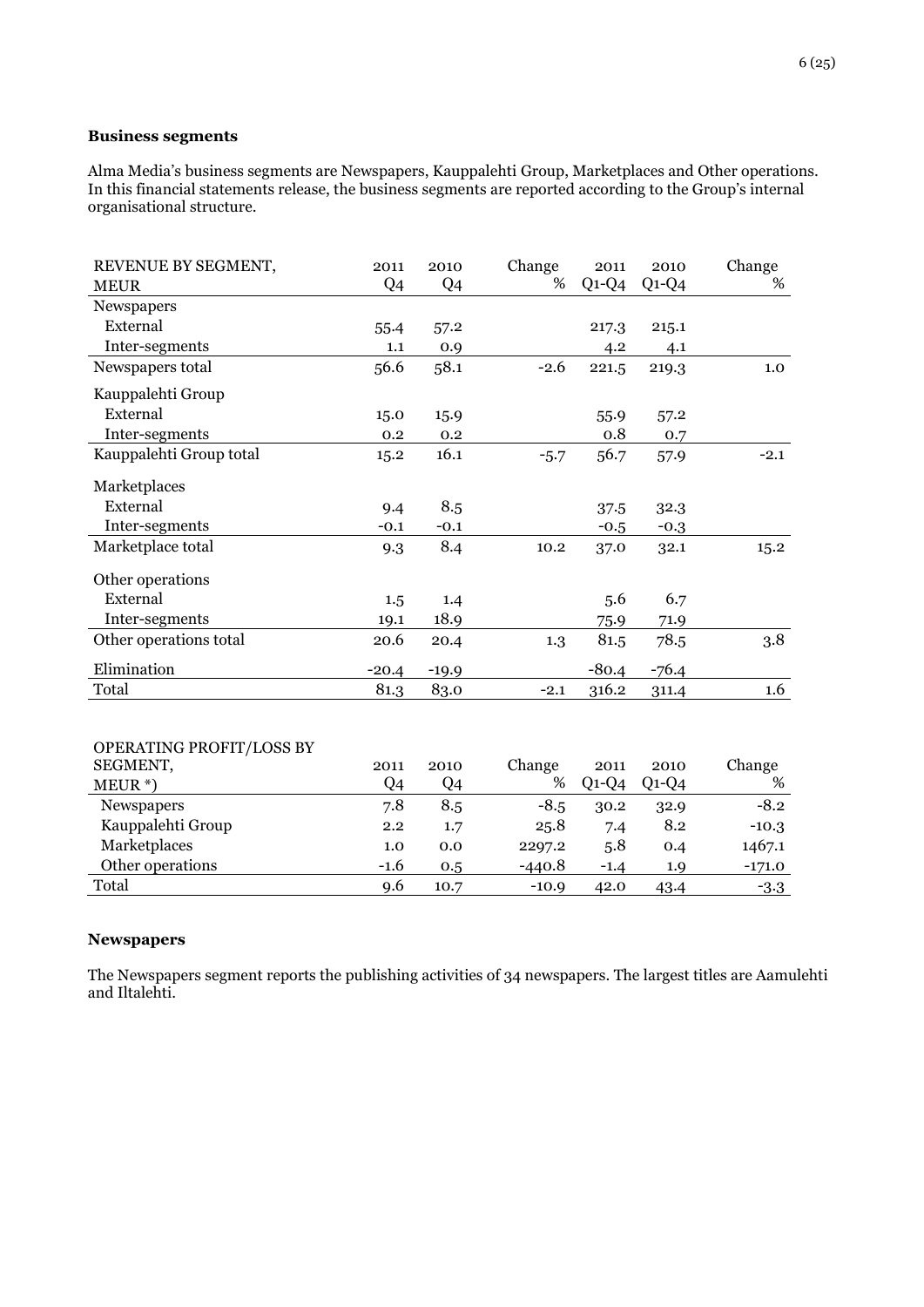**Business segments**

Alma Media's business segments are Newspapers, Kauppalehti Group, Marketplaces and Other operations. In this financial statements release, the business segments are reported according to the Group's internal organisational structure.

| REVENUE BY SEGMENT, MEUR | 2011 Q4 | 2010 Q4 | Change % | 2011 Q1-Q4 | 2010 Q1-Q4 | Change % |
|---|---|---|---|---|---|---|
| Newspapers | | | | | | |
| External | 55.4 | 57.2 | | 217.3 | 215.1 | |
| Inter-segments | 1.1 | 0.9 | | 4.2 | 4.1 | |
| Newspapers total | 56.6 | 58.1 | -2.6 | 221.5 | 219.3 | 1.0 |
| Kauppalehti Group | | | | | | |
| External | 15.0 | 15.9 | | 55.9 | 57.2 | |
| Inter-segments | 0.2 | 0.2 | | 0.8 | 0.7 | |
| Kauppalehti Group total | 15.2 | 16.1 | -5.7 | 56.7 | 57.9 | -2.1 |
| Marketplaces | | | | | | |
| External | 9.4 | 8.5 | | 37.5 | 32.3 | |
| Inter-segments | -0.1 | -0.1 | | -0.5 | -0.3 | |
| Marketplace total | 9.3 | 8.4 | 10.2 | 37.0 | 32.1 | 15.2 |
| Other operations | | | | | | |
| External | 1.5 | 1.4 | | 5.6 | 6.7 | |
| Inter-segments | 19.1 | 18.9 | | 75.9 | 71.9 | |
| Other operations total | 20.6 | 20.4 | 1.3 | 81.5 | 78.5 | 3.8 |
| Elimination | -20.4 | -19.9 | | -80.4 | -76.4 | |
| Total | 81.3 | 83.0 | -2.1 | 316.2 | 311.4 | 1.6 |

| OPERATING PROFIT/LOSS BY SEGMENT, MEUR *) | 2011 Q4 | 2010 Q4 | Change % | 2011 Q1-Q4 | 2010 Q1-Q4 | Change % |
|---|---|---|---|---|---|---|
| Newspapers | 7.8 | 8.5 | -8.5 | 30.2 | 32.9 | -8.2 |
| Kauppalehti Group | 2.2 | 1.7 | 25.8 | 7.4 | 8.2 | -10.3 |
| Marketplaces | 1.0 | 0.0 | 2297.2 | 5.8 | 0.4 | 1467.1 |
| Other operations | -1.6 | 0.5 | -440.8 | -1.4 | 1.9 | -171.0 |
| Total | 9.6 | 10.7 | -10.9 | 42.0 | 43.4 | -3.3 |

**Newspapers**

The Newspapers segment reports the publishing activities of 34 newspapers. The largest titles are Aamulehti and Iltalehti.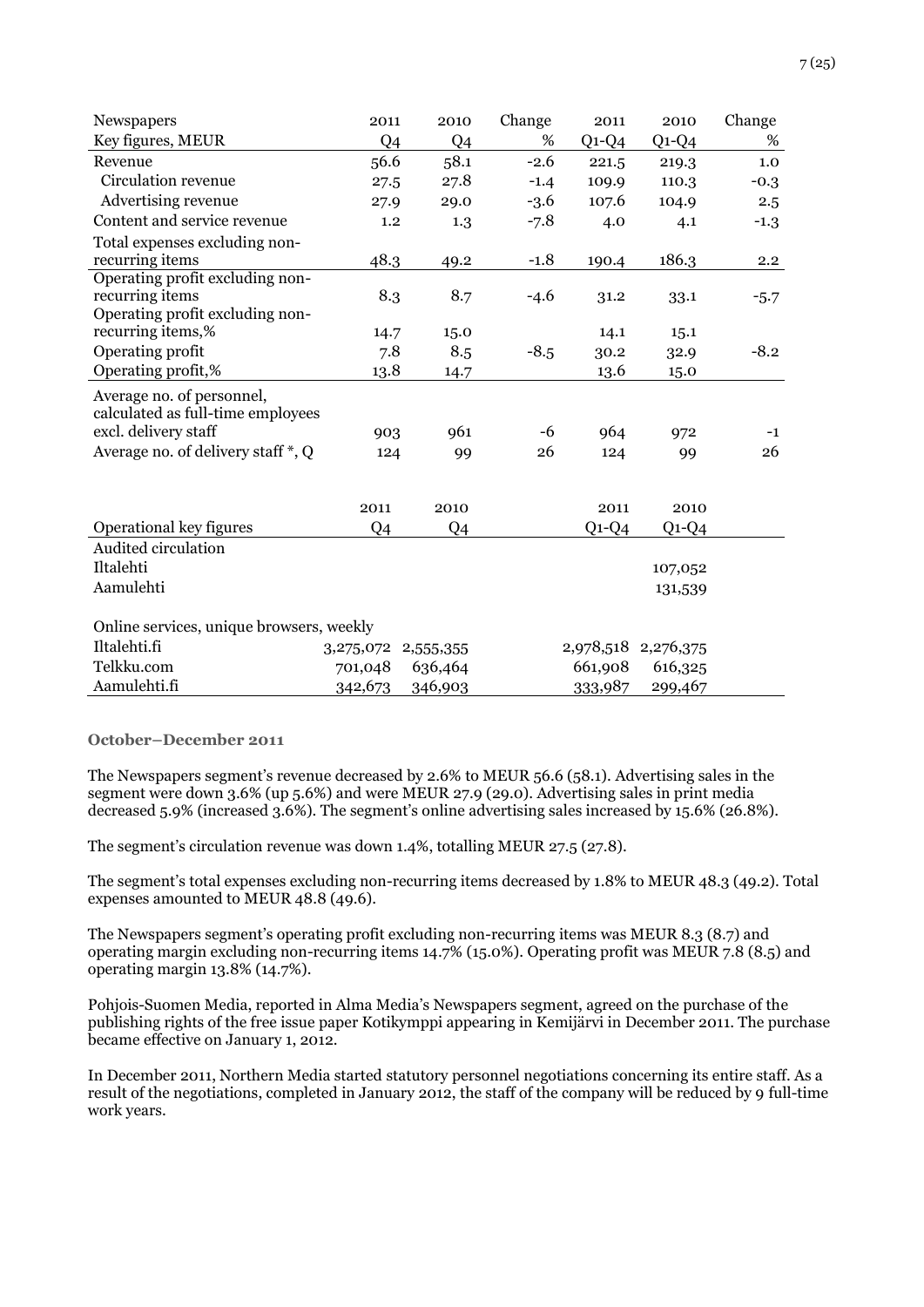| Newspapers | 2011 | 2010 | Change | 2011 | 2010 | Change |
|---|---|---|---|---|---|---|
| Key figures, MEUR | Q4 | Q4 | % | Q1-Q4 | Q1-Q4 | % |
| Revenue | 56.6 | 58.1 | -2.6 | 221.5 | 219.3 | 1.0 |
| Circulation revenue | 27.5 | 27.8 | -1.4 | 109.9 | 110.3 | -0.3 |
| Advertising revenue | 27.9 | 29.0 | -3.6 | 107.6 | 104.9 | 2.5 |
| Content and service revenue | 1.2 | 1.3 | -7.8 | 4.0 | 4.1 | -1.3 |
| Total expenses excluding non-recurring items | 48.3 | 49.2 | -1.8 | 190.4 | 186.3 | 2.2 |
| Operating profit excluding non-recurring items | 8.3 | 8.7 | -4.6 | 31.2 | 33.1 | -5.7 |
| Operating profit excluding non-recurring items,% | 14.7 | 15.0 | | 14.1 | 15.1 | |
| Operating profit | 7.8 | 8.5 | -8.5 | 30.2 | 32.9 | -8.2 |
| Operating profit,% | 13.8 | 14.7 | | 13.6 | 15.0 | |
| Average no. of personnel, calculated as full-time employees excl. delivery staff | 903 | 961 | -6 | 964 | 972 | -1 |
| Average no. of delivery staff *, Q | 124 | 99 | 26 | 124 | 99 | 26 |

| | 2011 | 2010 | 2011 | 2010 |
|---|---|---|---|---|
| Operational key figures | Q4 | Q4 | Q1-Q4 | Q1-Q4 |
| Audited circulation | | | | |
| Iltalehti | | | | 107,052 |
| Aamulehti | | | | 131,539 |
| | | | | |
| Online services, unique browsers, weekly | | | | |
| Iltalehti.fi | 3,275,072 | 2,555,355 | 2,978,518 | 2,276,375 |
| Telkku.com | 701,048 | 636,464 | 661,908 | 616,325 |
| Aamulehti.fi | 342,673 | 346,903 | 333,987 | 299,467 |

### October–December 2011

The Newspapers segment's revenue decreased by 2.6% to MEUR 56.6 (58.1). Advertising sales in the segment were down 3.6% (up 5.6%) and were MEUR 27.9 (29.0). Advertising sales in print media decreased 5.9% (increased 3.6%). The segment's online advertising sales increased by 15.6% (26.8%).

The segment's circulation revenue was down 1.4%, totalling MEUR 27.5 (27.8).

The segment's total expenses excluding non-recurring items decreased by 1.8% to MEUR 48.3 (49.2). Total expenses amounted to MEUR 48.8 (49.6).

The Newspapers segment's operating profit excluding non-recurring items was MEUR 8.3 (8.7) and operating margin excluding non-recurring items 14.7% (15.0%). Operating profit was MEUR 7.8 (8.5) and operating margin 13.8% (14.7%).

Pohjois-Suomen Media, reported in Alma Media's Newspapers segment, agreed on the purchase of the publishing rights of the free issue paper Kotikymppi appearing in Kemijärvi in December 2011. The purchase became effective on January 1, 2012.

In December 2011, Northern Media started statutory personnel negotiations concerning its entire staff. As a result of the negotiations, completed in January 2012, the staff of the company will be reduced by 9 full-time work years.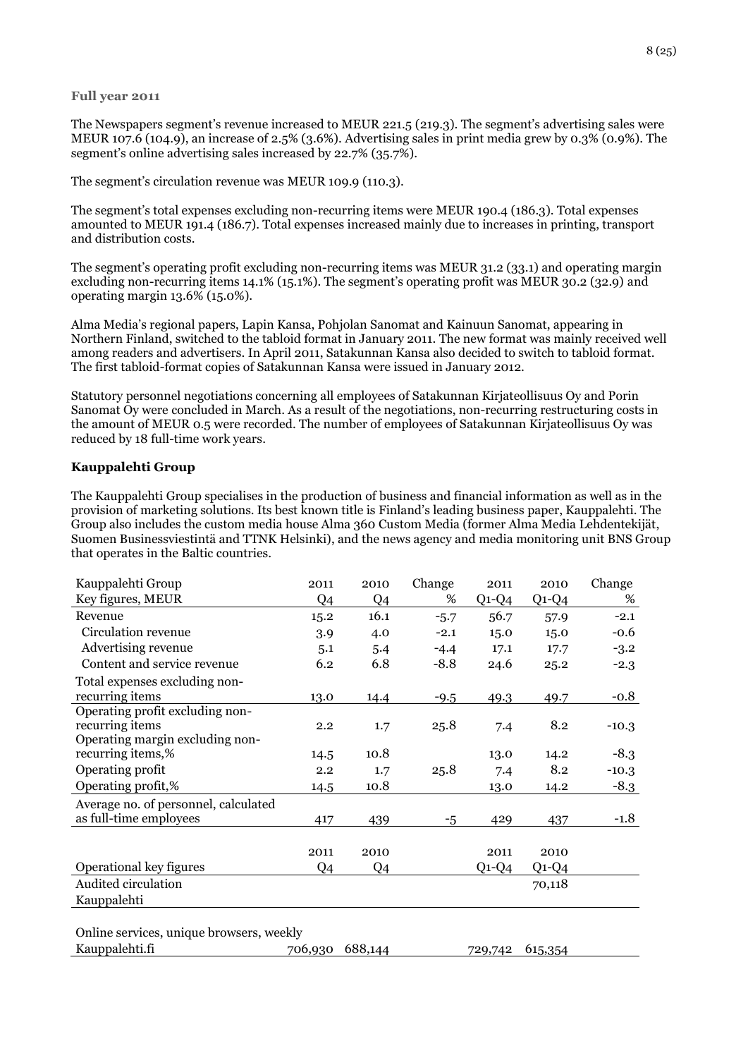**Full year 2011**

The Newspapers segment's revenue increased to MEUR 221.5 (219.3). The segment's advertising sales were MEUR 107.6 (104.9), an increase of 2.5% (3.6%). Advertising sales in print media grew by 0.3% (0.9%). The segment's online advertising sales increased by 22.7% (35.7%).

The segment's circulation revenue was MEUR 109.9 (110.3).

The segment's total expenses excluding non-recurring items were MEUR 190.4 (186.3). Total expenses amounted to MEUR 191.4 (186.7). Total expenses increased mainly due to increases in printing, transport and distribution costs.

The segment's operating profit excluding non-recurring items was MEUR 31.2 (33.1) and operating margin excluding non-recurring items 14.1% (15.1%). The segment's operating profit was MEUR 30.2 (32.9) and operating margin 13.6% (15.0%).

Alma Media's regional papers, Lapin Kansa, Pohjolan Sanomat and Kainuun Sanomat, appearing in Northern Finland, switched to the tabloid format in January 2011. The new format was mainly received well among readers and advertisers. In April 2011, Satakunnan Kansa also decided to switch to tabloid format. The first tabloid-format copies of Satakunnan Kansa were issued in January 2012.

Statutory personnel negotiations concerning all employees of Satakunnan Kirjateollisuus Oy and Porin Sanomat Oy were concluded in March. As a result of the negotiations, non-recurring restructuring costs in the amount of MEUR 0.5 were recorded. The number of employees of Satakunnan Kirjateollisuus Oy was reduced by 18 full-time work years.

## Kauppalehti Group

The Kauppalehti Group specialises in the production of business and financial information as well as in the provision of marketing solutions. Its best known title is Finland's leading business paper, Kauppalehti. The Group also includes the custom media house Alma 360 Custom Media (former Alma Media Lehdentekijät, Suomen Businessviestintä and TTNK Helsinki), and the news agency and media monitoring unit BNS Group that operates in the Baltic countries.

| Kauppalehti Group Key figures, MEUR | 2011 Q4 | 2010 Q4 | Change % | 2011 Q1-Q4 | 2010 Q1-Q4 | Change % |
|---|---|---|---|---|---|---|
| Revenue | 15.2 | 16.1 | -5.7 | 56.7 | 57.9 | -2.1 |
| Circulation revenue | 3.9 | 4.0 | -2.1 | 15.0 | 15.0 | -0.6 |
| Advertising revenue | 5.1 | 5.4 | -4.4 | 17.1 | 17.7 | -3.2 |
| Content and service revenue | 6.2 | 6.8 | -8.8 | 24.6 | 25.2 | -2.3 |
| Total expenses excluding non-recurring items | 13.0 | 14.4 | -9.5 | 49.3 | 49.7 | -0.8 |
| Operating profit excluding non-recurring items | 2.2 | 1.7 | 25.8 | 7.4 | 8.2 | -10.3 |
| Operating margin excluding non-recurring items,% | 14.5 | 10.8 | | 13.0 | 14.2 | -8.3 |
| Operating profit | 2.2 | 1.7 | 25.8 | 7.4 | 8.2 | -10.3 |
| Operating profit,% | 14.5 | 10.8 | | 13.0 | 14.2 | -8.3 |
| Average no. of personnel, calculated as full-time employees | 417 | 439 | -5 | 429 | 437 | -1.8 |

| Operational key figures | 2011 Q4 | 2010 Q4 | 2011 Q1-Q4 | 2010 Q1-Q4 |
|---|---|---|---|---|
| Audited circulation | | | | 70,118 |
| Kauppalehti | | | | |
| Online services, unique browsers, weekly | | | | |
| Kauppalehti.fi | 706,930 | 688,144 | 729,742 | 615,354 |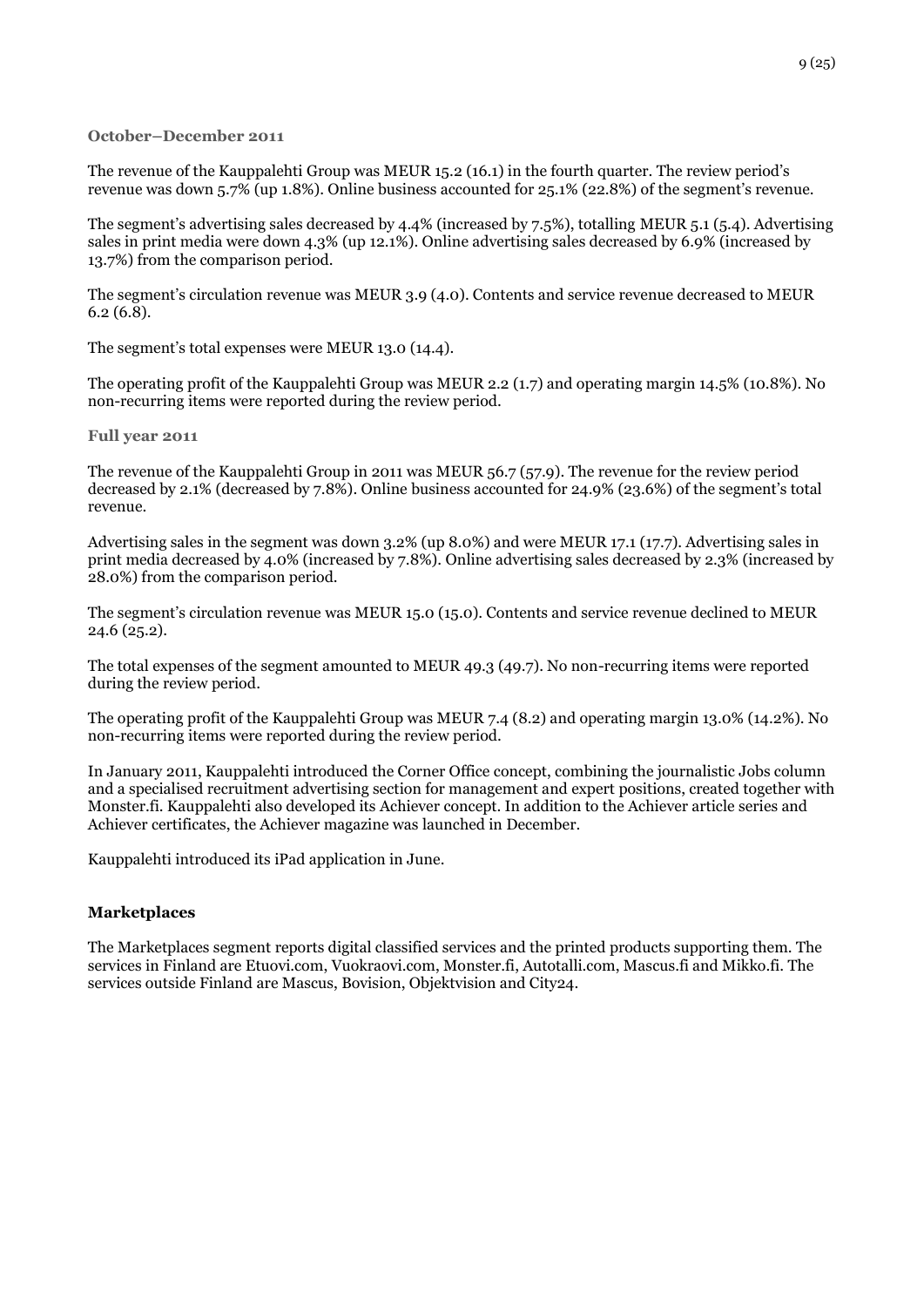### October–December 2011

The revenue of the Kauppalehti Group was MEUR 15.2 (16.1) in the fourth quarter. The review period's revenue was down 5.7% (up 1.8%). Online business accounted for 25.1% (22.8%) of the segment's revenue.

The segment's advertising sales decreased by 4.4% (increased by 7.5%), totalling MEUR 5.1 (5.4). Advertising sales in print media were down 4.3% (up 12.1%). Online advertising sales decreased by 6.9% (increased by 13.7%) from the comparison period.

The segment's circulation revenue was MEUR 3.9 (4.0). Contents and service revenue decreased to MEUR 6.2 (6.8).

The segment's total expenses were MEUR 13.0 (14.4).

The operating profit of the Kauppalehti Group was MEUR 2.2 (1.7) and operating margin 14.5% (10.8%). No non-recurring items were reported during the review period.

### Full year 2011

The revenue of the Kauppalehti Group in 2011 was MEUR 56.7 (57.9). The revenue for the review period decreased by 2.1% (decreased by 7.8%). Online business accounted for 24.9% (23.6%) of the segment's total revenue.

Advertising sales in the segment was down 3.2% (up 8.0%) and were MEUR 17.1 (17.7). Advertising sales in print media decreased by 4.0% (increased by 7.8%). Online advertising sales decreased by 2.3% (increased by 28.0%) from the comparison period.

The segment's circulation revenue was MEUR 15.0 (15.0). Contents and service revenue declined to MEUR 24.6 (25.2).

The total expenses of the segment amounted to MEUR 49.3 (49.7). No non-recurring items were reported during the review period.

The operating profit of the Kauppalehti Group was MEUR 7.4 (8.2) and operating margin 13.0% (14.2%). No non-recurring items were reported during the review period.

In January 2011, Kauppalehti introduced the Corner Office concept, combining the journalistic Jobs column and a specialised recruitment advertising section for management and expert positions, created together with Monster.fi. Kauppalehti also developed its Achiever concept. In addition to the Achiever article series and Achiever certificates, the Achiever magazine was launched in December.

Kauppalehti introduced its iPad application in June.

## Marketplaces

The Marketplaces segment reports digital classified services and the printed products supporting them. The services in Finland are Etuovi.com, Vuokraovi.com, Monster.fi, Autotalli.com, Mascus.fi and Mikko.fi. The services outside Finland are Mascus, Bovision, Objektvision and City24.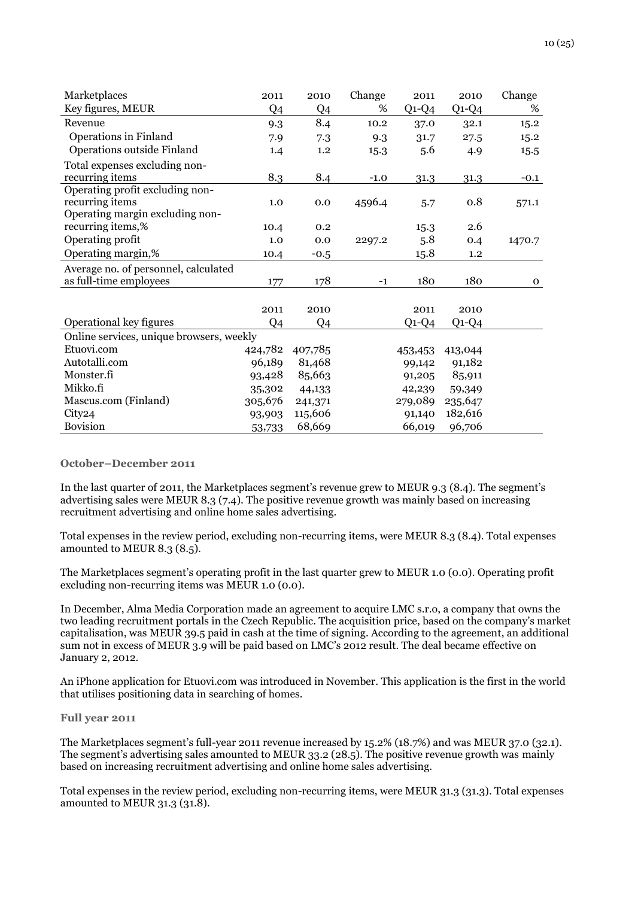| Marketplaces Key figures, MEUR | 2011 Q4 | 2010 Q4 | Change % | 2011 Q1-Q4 | 2010 Q1-Q4 | Change % |
|---|---|---|---|---|---|---|
| Revenue | 9.3 | 8.4 | 10.2 | 37.0 | 32.1 | 15.2 |
| Operations in Finland | 7.9 | 7.3 | 9.3 | 31.7 | 27.5 | 15.2 |
| Operations outside Finland | 1.4 | 1.2 | 15.3 | 5.6 | 4.9 | 15.5 |
| Total expenses excluding non-recurring items | 8.3 | 8.4 | -1.0 | 31.3 | 31.3 | -0.1 |
| Operating profit excluding non-recurring items | 1.0 | 0.0 | 4596.4 | 5.7 | 0.8 | 571.1 |
| Operating margin excluding non-recurring items,% | 10.4 | 0.2 | | 15.3 | 2.6 | |
| Operating profit | 1.0 | 0.0 | 2297.2 | 5.8 | 0.4 | 1470.7 |
| Operating margin,% | 10.4 | -0.5 | | 15.8 | 1.2 | |
| Average no. of personnel, calculated as full-time employees | 177 | 178 | -1 | 180 | 180 | 0 |

| Operational key figures | 2011 Q4 | 2010 Q4 | 2011 Q1-Q4 | 2010 Q1-Q4 |
|---|---|---|---|---|
| Online services, unique browsers, weekly | | | | |
| Etuovi.com | 424,782 | 407,785 | 453,453 | 413,044 |
| Autotalli.com | 96,189 | 81,468 | 99,142 | 91,182 |
| Monster.fi | 93,428 | 85,663 | 91,205 | 85,911 |
| Mikko.fi | 35,302 | 44,133 | 42,239 | 59,349 |
| Mascus.com (Finland) | 305,676 | 241,371 | 279,089 | 235,647 |
| City24 | 93,903 | 115,606 | 91,140 | 182,616 |
| Bovision | 53,733 | 68,669 | 66,019 | 96,706 |

### October–December 2011

In the last quarter of 2011, the Marketplaces segment's revenue grew to MEUR 9.3 (8.4). The segment's advertising sales were MEUR 8.3 (7.4). The positive revenue growth was mainly based on increasing recruitment advertising and online home sales advertising.

Total expenses in the review period, excluding non-recurring items, were MEUR 8.3 (8.4). Total expenses amounted to MEUR 8.3 (8.5).

The Marketplaces segment's operating profit in the last quarter grew to MEUR 1.0 (0.0). Operating profit excluding non-recurring items was MEUR 1.0 (0.0).

In December, Alma Media Corporation made an agreement to acquire LMC s.r.o, a company that owns the two leading recruitment portals in the Czech Republic. The acquisition price, based on the company's market capitalisation, was MEUR 39.5 paid in cash at the time of signing. According to the agreement, an additional sum not in excess of MEUR 3.9 will be paid based on LMC's 2012 result. The deal became effective on January 2, 2012.

An iPhone application for Etuovi.com was introduced in November. This application is the first in the world that utilises positioning data in searching of homes.

### Full year 2011

The Marketplaces segment's full-year 2011 revenue increased by 15.2% (18.7%) and was MEUR 37.0 (32.1). The segment's advertising sales amounted to MEUR 33.2 (28.5). The positive revenue growth was mainly based on increasing recruitment advertising and online home sales advertising.

Total expenses in the review period, excluding non-recurring items, were MEUR 31.3 (31.3). Total expenses amounted to MEUR 31.3 (31.8).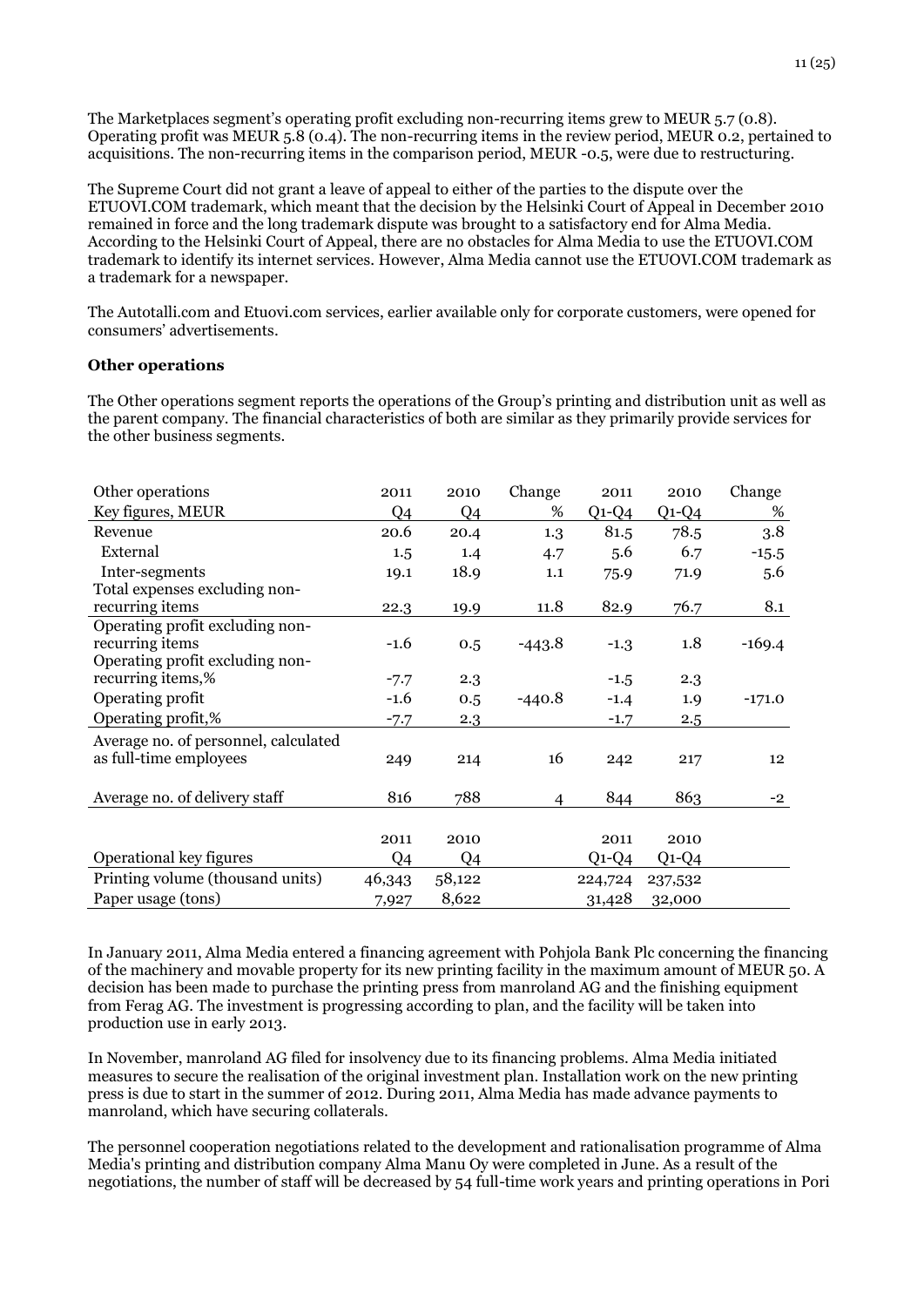The Marketplaces segment's operating profit excluding non-recurring items grew to MEUR 5.7 (0.8). Operating profit was MEUR 5.8 (0.4). The non-recurring items in the review period, MEUR 0.2, pertained to acquisitions. The non-recurring items in the comparison period, MEUR -0.5, were due to restructuring.

The Supreme Court did not grant a leave of appeal to either of the parties to the dispute over the ETUOVI.COM trademark, which meant that the decision by the Helsinki Court of Appeal in December 2010 remained in force and the long trademark dispute was brought to a satisfactory end for Alma Media. According to the Helsinki Court of Appeal, there are no obstacles for Alma Media to use the ETUOVI.COM trademark to identify its internet services. However, Alma Media cannot use the ETUOVI.COM trademark as a trademark for a newspaper.

The Autotalli.com and Etuovi.com services, earlier available only for corporate customers, were opened for consumers' advertisements.

**Other operations**

The Other operations segment reports the operations of the Group's printing and distribution unit as well as the parent company. The financial characteristics of both are similar as they primarily provide services for the other business segments.

| Other operations<br>Key figures, MEUR | 2011<br>Q4 | 2010<br>Q4 | Change<br>% | 2011<br>Q1-Q4 | 2010<br>Q1-Q4 | Change<br>% |
|---|---|---|---|---|---|---|
| Revenue | 20.6 | 20.4 | 1.3 | 81.5 | 78.5 | 3.8 |
| External | 1.5 | 1.4 | 4.7 | 5.6 | 6.7 | -15.5 |
| Inter-segments | 19.1 | 18.9 | 1.1 | 75.9 | 71.9 | 5.6 |
| Total expenses excluding non-recurring items | 22.3 | 19.9 | 11.8 | 82.9 | 76.7 | 8.1 |
| Operating profit excluding non-recurring items | -1.6 | 0.5 | -443.8 | -1.3 | 1.8 | -169.4 |
| Operating profit excluding non-recurring items,% | -7.7 | 2.3 | | -1.5 | 2.3 | |
| Operating profit | -1.6 | 0.5 | -440.8 | -1.4 | 1.9 | -171.0 |
| Operating profit,% | -7.7 | 2.3 | | -1.7 | 2.5 | |
| Average no. of personnel, calculated as full-time employees | 249 | 214 | 16 | 242 | 217 | 12 |
| Average no. of delivery staff | 816 | 788 | 4 | 844 | 863 | -2 |

| Operational key figures | 2011<br>Q4 | 2010<br>Q4 | 2011<br>Q1-Q4 | 2010<br>Q1-Q4 |
|---|---|---|---|---|
| Printing volume (thousand units) | 46,343 | 58,122 | 224,724 | 237,532 |
| Paper usage (tons) | 7,927 | 8,622 | 31,428 | 32,000 |

In January 2011, Alma Media entered a financing agreement with Pohjola Bank Plc concerning the financing of the machinery and movable property for its new printing facility in the maximum amount of MEUR 50. A decision has been made to purchase the printing press from manroland AG and the finishing equipment from Ferag AG. The investment is progressing according to plan, and the facility will be taken into production use in early 2013.

In November, manroland AG filed for insolvency due to its financing problems. Alma Media initiated measures to secure the realisation of the original investment plan. Installation work on the new printing press is due to start in the summer of 2012. During 2011, Alma Media has made advance payments to manroland, which have securing collaterals.

The personnel cooperation negotiations related to the development and rationalisation programme of Alma Media's printing and distribution company Alma Manu Oy were completed in June. As a result of the negotiations, the number of staff will be decreased by 54 full-time work years and printing operations in Pori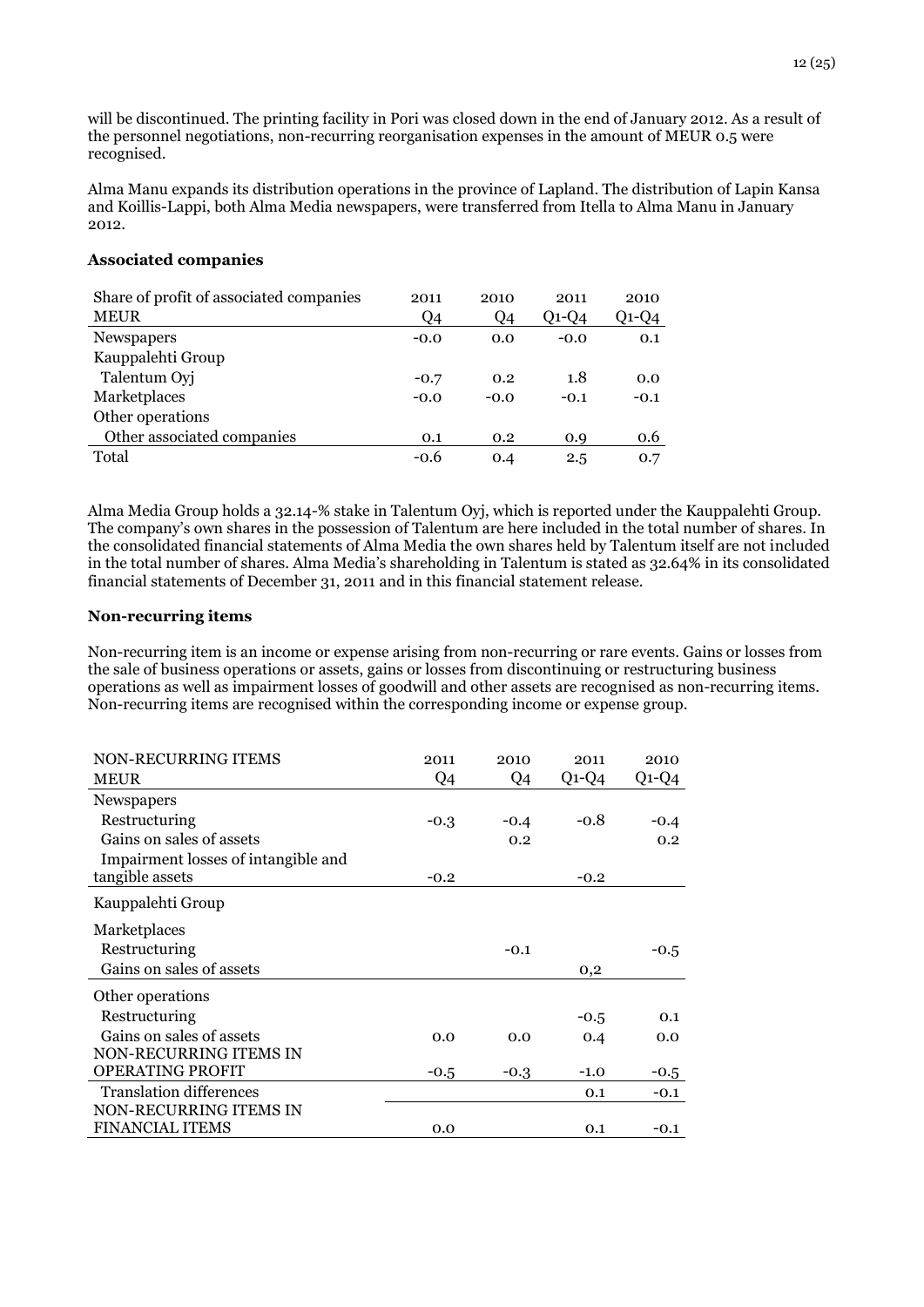will be discontinued. The printing facility in Pori was closed down in the end of January 2012. As a result of the personnel negotiations, non-recurring reorganisation expenses in the amount of MEUR 0.5 were recognised.

Alma Manu expands its distribution operations in the province of Lapland. The distribution of Lapin Kansa and Koillis-Lappi, both Alma Media newspapers, were transferred from Itella to Alma Manu in January 2012.

**Associated companies**

| Share of profit of associated companies MEUR | 2011 Q4 | 2010 Q4 | 2011 Q1-Q4 | 2010 Q1-Q4 |
|---|---|---|---|---|
| Newspapers | -0.0 | 0.0 | -0.0 | 0.1 |
| Kauppalehti Group | | | | |
| Talentum Oyj | -0.7 | 0.2 | 1.8 | 0.0 |
| Marketplaces | -0.0 | -0.0 | -0.1 | -0.1 |
| Other operations | | | | |
| Other associated companies | 0.1 | 0.2 | 0.9 | 0.6 |
| Total | -0.6 | 0.4 | 2.5 | 0.7 |

Alma Media Group holds a 32.14-% stake in Talentum Oyj, which is reported under the Kauppalehti Group. The company's own shares in the possession of Talentum are here included in the total number of shares. In the consolidated financial statements of Alma Media the own shares held by Talentum itself are not included in the total number of shares. Alma Media's shareholding in Talentum is stated as 32.64% in its consolidated financial statements of December 31, 2011 and in this financial statement release.

**Non-recurring items**

Non-recurring item is an income or expense arising from non-recurring or rare events. Gains or losses from the sale of business operations or assets, gains or losses from discontinuing or restructuring business operations as well as impairment losses of goodwill and other assets are recognised as non-recurring items. Non-recurring items are recognised within the corresponding income or expense group.

| NON-RECURRING ITEMS MEUR | 2011 Q4 | 2010 Q4 | 2011 Q1-Q4 | 2010 Q1-Q4 |
|---|---|---|---|---|
| Newspapers | | | | |
| Restructuring | -0.3 | -0.4 | -0.8 | -0.4 |
| Gains on sales of assets | | 0.2 | | 0.2 |
| Impairment losses of intangible and tangible assets | -0.2 | | -0.2 | |
| Kauppalehti Group | | | | |
| Marketplaces | | | | |
| Restructuring | | -0.1 | | -0.5 |
| Gains on sales of assets | | | 0,2 | |
| Other operations | | | | |
| Restructuring | | | -0.5 | 0.1 |
| Gains on sales of assets | 0.0 | 0.0 | 0.4 | 0.0 |
| NON-RECURRING ITEMS IN OPERATING PROFIT | -0.5 | -0.3 | -1.0 | -0.5 |
| Translation differences | | | 0.1 | -0.1 |
| NON-RECURRING ITEMS IN FINANCIAL ITEMS | 0.0 | | 0.1 | -0.1 |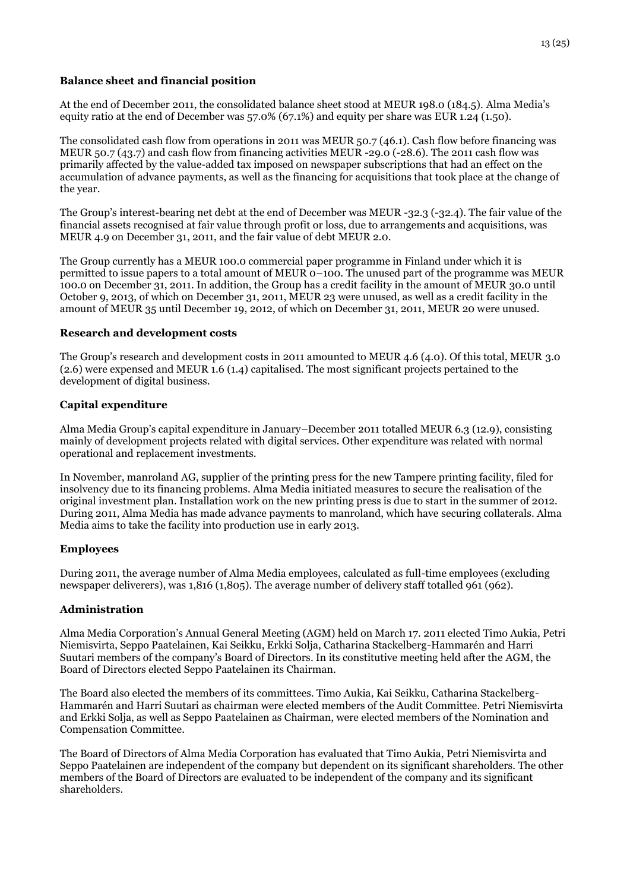**Balance sheet and financial position**

At the end of December 2011, the consolidated balance sheet stood at MEUR 198.0 (184.5). Alma Media's equity ratio at the end of December was 57.0% (67.1%) and equity per share was EUR 1.24 (1.50).

The consolidated cash flow from operations in 2011 was MEUR 50.7 (46.1). Cash flow before financing was MEUR 50.7 (43.7) and cash flow from financing activities MEUR -29.0 (-28.6). The 2011 cash flow was primarily affected by the value-added tax imposed on newspaper subscriptions that had an effect on the accumulation of advance payments, as well as the financing for acquisitions that took place at the change of the year.

The Group's interest-bearing net debt at the end of December was MEUR -32.3 (-32.4). The fair value of the financial assets recognised at fair value through profit or loss, due to arrangements and acquisitions, was MEUR 4.9 on December 31, 2011, and the fair value of debt MEUR 2.0.

The Group currently has a MEUR 100.0 commercial paper programme in Finland under which it is permitted to issue papers to a total amount of MEUR 0–100. The unused part of the programme was MEUR 100.0 on December 31, 2011. In addition, the Group has a credit facility in the amount of MEUR 30.0 until October 9, 2013, of which on December 31, 2011, MEUR 23 were unused, as well as a credit facility in the amount of MEUR 35 until December 19, 2012, of which on December 31, 2011, MEUR 20 were unused.

**Research and development costs**

The Group's research and development costs in 2011 amounted to MEUR 4.6 (4.0). Of this total, MEUR 3.0 (2.6) were expensed and MEUR 1.6 (1.4) capitalised. The most significant projects pertained to the development of digital business.

**Capital expenditure**

Alma Media Group's capital expenditure in January–December 2011 totalled MEUR 6.3 (12.9), consisting mainly of development projects related with digital services. Other expenditure was related with normal operational and replacement investments.

In November, manroland AG, supplier of the printing press for the new Tampere printing facility, filed for insolvency due to its financing problems. Alma Media initiated measures to secure the realisation of the original investment plan. Installation work on the new printing press is due to start in the summer of 2012. During 2011, Alma Media has made advance payments to manroland, which have securing collaterals. Alma Media aims to take the facility into production use in early 2013.

**Employees**

During 2011, the average number of Alma Media employees, calculated as full-time employees (excluding newspaper deliverers), was 1,816 (1,805). The average number of delivery staff totalled 961 (962).

**Administration**

Alma Media Corporation's Annual General Meeting (AGM) held on March 17. 2011 elected Timo Aukia, Petri Niemisvirta, Seppo Paatelainen, Kai Seikku, Erkki Solja, Catharina Stackelberg-Hammarén and Harri Suutari members of the company's Board of Directors. In its constitutive meeting held after the AGM, the Board of Directors elected Seppo Paatelainen its Chairman.

The Board also elected the members of its committees. Timo Aukia, Kai Seikku, Catharina Stackelberg-Hammarén and Harri Suutari as chairman were elected members of the Audit Committee. Petri Niemisvirta and Erkki Solja, as well as Seppo Paatelainen as Chairman, were elected members of the Nomination and Compensation Committee.

The Board of Directors of Alma Media Corporation has evaluated that Timo Aukia, Petri Niemisvirta and Seppo Paatelainen are independent of the company but dependent on its significant shareholders. The other members of the Board of Directors are evaluated to be independent of the company and its significant shareholders.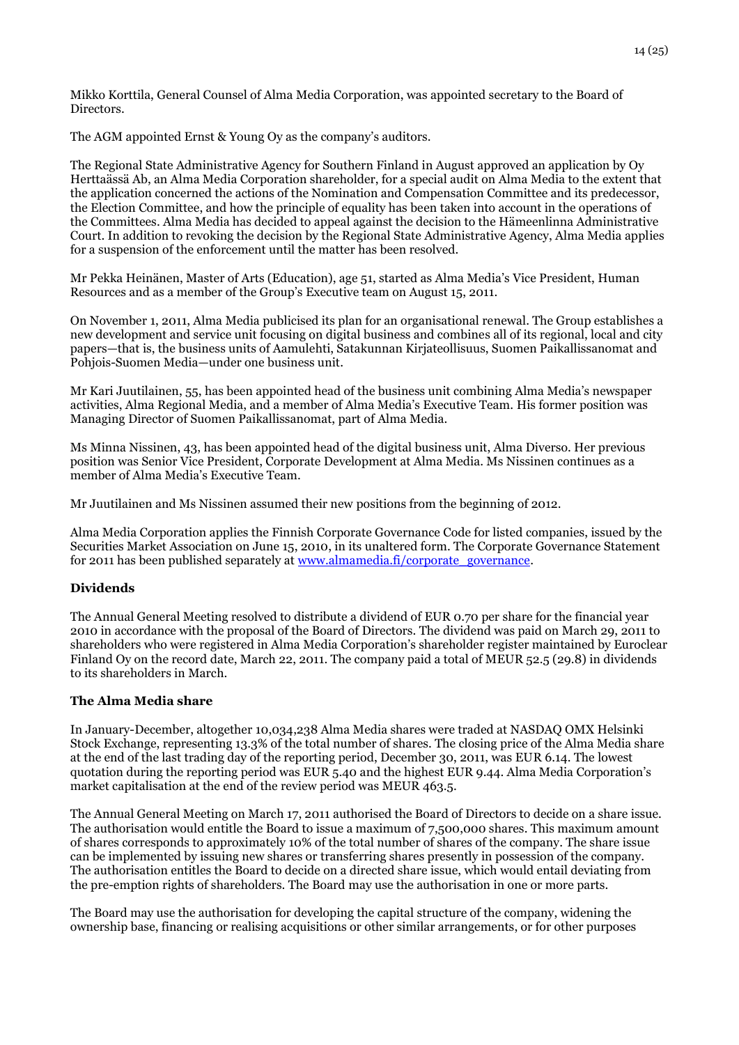Mikko Korttila, General Counsel of Alma Media Corporation, was appointed secretary to the Board of Directors.

The AGM appointed Ernst & Young Oy as the company's auditors.

The Regional State Administrative Agency for Southern Finland in August approved an application by Oy Herttaässä Ab, an Alma Media Corporation shareholder, for a special audit on Alma Media to the extent that the application concerned the actions of the Nomination and Compensation Committee and its predecessor, the Election Committee, and how the principle of equality has been taken into account in the operations of the Committees. Alma Media has decided to appeal against the decision to the Hämeenlinna Administrative Court. In addition to revoking the decision by the Regional State Administrative Agency, Alma Media applies for a suspension of the enforcement until the matter has been resolved.

Mr Pekka Heinänen, Master of Arts (Education), age 51, started as Alma Media's Vice President, Human Resources and as a member of the Group's Executive team on August 15, 2011.

On November 1, 2011, Alma Media publicised its plan for an organisational renewal. The Group establishes a new development and service unit focusing on digital business and combines all of its regional, local and city papers—that is, the business units of Aamulehti, Satakunnan Kirjateollisuus, Suomen Paikallissanomat and Pohjois-Suomen Media—under one business unit.

Mr Kari Juutilainen, 55, has been appointed head of the business unit combining Alma Media's newspaper activities, Alma Regional Media, and a member of Alma Media's Executive Team. His former position was Managing Director of Suomen Paikallissanomat, part of Alma Media.

Ms Minna Nissinen, 43, has been appointed head of the digital business unit, Alma Diverso. Her previous position was Senior Vice President, Corporate Development at Alma Media. Ms Nissinen continues as a member of Alma Media's Executive Team.

Mr Juutilainen and Ms Nissinen assumed their new positions from the beginning of 2012.

Alma Media Corporation applies the Finnish Corporate Governance Code for listed companies, issued by the Securities Market Association on June 15, 2010, in its unaltered form. The Corporate Governance Statement for 2011 has been published separately at www.almamedia.fi/corporate_governance.

### Dividends

The Annual General Meeting resolved to distribute a dividend of EUR 0.70 per share for the financial year 2010 in accordance with the proposal of the Board of Directors. The dividend was paid on March 29, 2011 to shareholders who were registered in Alma Media Corporation's shareholder register maintained by Euroclear Finland Oy on the record date, March 22, 2011. The company paid a total of MEUR 52.5 (29.8) in dividends to its shareholders in March.

### The Alma Media share

In January-December, altogether 10,034,238 Alma Media shares were traded at NASDAQ OMX Helsinki Stock Exchange, representing 13.3% of the total number of shares. The closing price of the Alma Media share at the end of the last trading day of the reporting period, December 30, 2011, was EUR 6.14. The lowest quotation during the reporting period was EUR 5.40 and the highest EUR 9.44. Alma Media Corporation's market capitalisation at the end of the review period was MEUR 463.5.

The Annual General Meeting on March 17, 2011 authorised the Board of Directors to decide on a share issue. The authorisation would entitle the Board to issue a maximum of 7,500,000 shares. This maximum amount of shares corresponds to approximately 10% of the total number of shares of the company. The share issue can be implemented by issuing new shares or transferring shares presently in possession of the company. The authorisation entitles the Board to decide on a directed share issue, which would entail deviating from the pre-emption rights of shareholders. The Board may use the authorisation in one or more parts.

The Board may use the authorisation for developing the capital structure of the company, widening the ownership base, financing or realising acquisitions or other similar arrangements, or for other purposes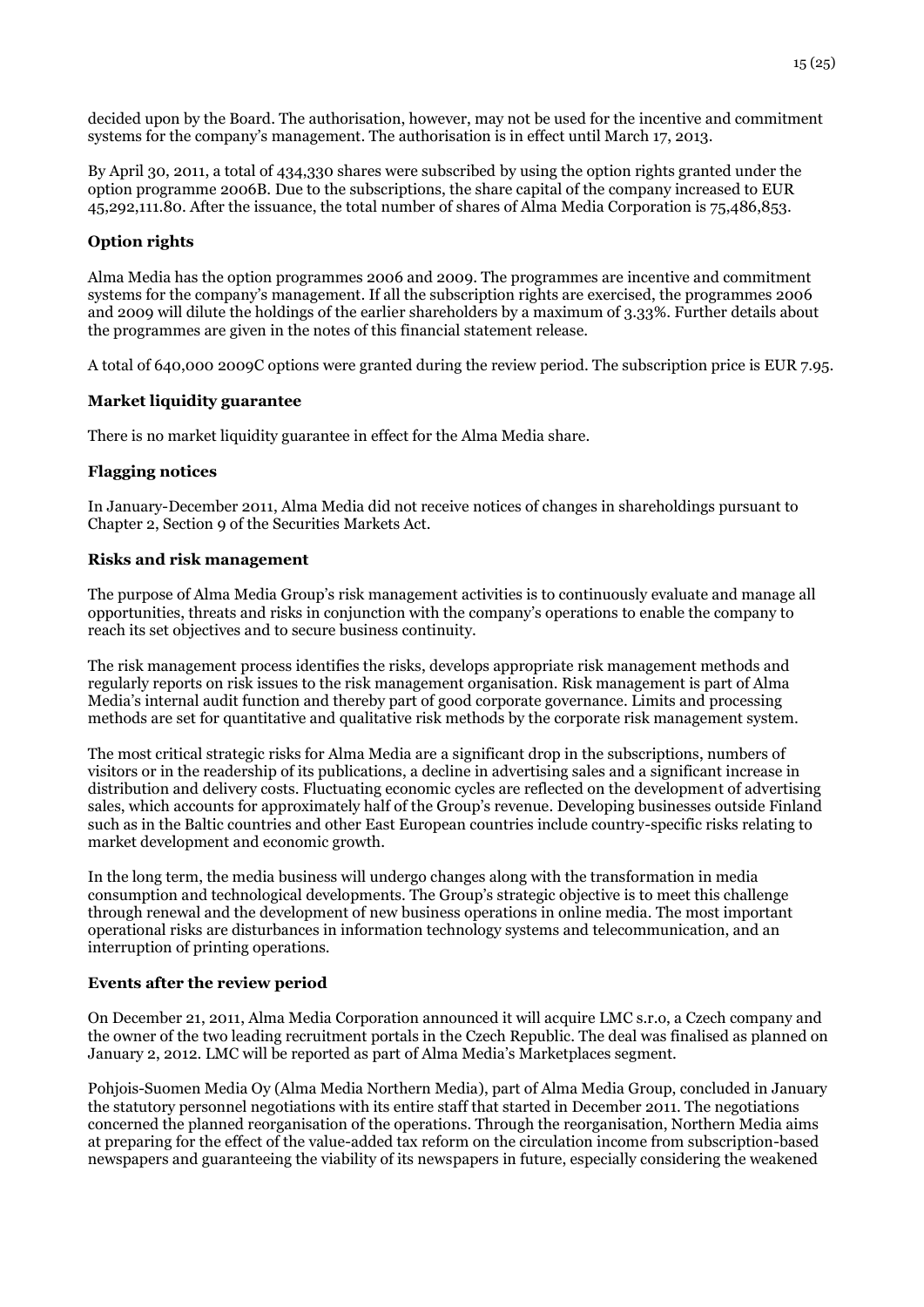decided upon by the Board. The authorisation, however, may not be used for the incentive and commitment systems for the company's management. The authorisation is in effect until March 17, 2013.

By April 30, 2011, a total of 434,330 shares were subscribed by using the option rights granted under the option programme 2006B. Due to the subscriptions, the share capital of the company increased to EUR 45,292,111.80. After the issuance, the total number of shares of Alma Media Corporation is 75,486,853.

## Option rights

Alma Media has the option programmes 2006 and 2009. The programmes are incentive and commitment systems for the company's management. If all the subscription rights are exercised, the programmes 2006 and 2009 will dilute the holdings of the earlier shareholders by a maximum of 3.33%. Further details about the programmes are given in the notes of this financial statement release.

A total of 640,000 2009C options were granted during the review period. The subscription price is EUR 7.95.

## Market liquidity guarantee

There is no market liquidity guarantee in effect for the Alma Media share.

## Flagging notices

In January-December 2011, Alma Media did not receive notices of changes in shareholdings pursuant to Chapter 2, Section 9 of the Securities Markets Act.

## Risks and risk management

The purpose of Alma Media Group's risk management activities is to continuously evaluate and manage all opportunities, threats and risks in conjunction with the company's operations to enable the company to reach its set objectives and to secure business continuity.

The risk management process identifies the risks, develops appropriate risk management methods and regularly reports on risk issues to the risk management organisation. Risk management is part of Alma Media's internal audit function and thereby part of good corporate governance. Limits and processing methods are set for quantitative and qualitative risk methods by the corporate risk management system.

The most critical strategic risks for Alma Media are a significant drop in the subscriptions, numbers of visitors or in the readership of its publications, a decline in advertising sales and a significant increase in distribution and delivery costs. Fluctuating economic cycles are reflected on the development of advertising sales, which accounts for approximately half of the Group's revenue. Developing businesses outside Finland such as in the Baltic countries and other East European countries include country-specific risks relating to market development and economic growth.

In the long term, the media business will undergo changes along with the transformation in media consumption and technological developments. The Group's strategic objective is to meet this challenge through renewal and the development of new business operations in online media. The most important operational risks are disturbances in information technology systems and telecommunication, and an interruption of printing operations.

## Events after the review period

On December 21, 2011, Alma Media Corporation announced it will acquire LMC s.r.o, a Czech company and the owner of the two leading recruitment portals in the Czech Republic. The deal was finalised as planned on January 2, 2012. LMC will be reported as part of Alma Media's Marketplaces segment.

Pohjois-Suomen Media Oy (Alma Media Northern Media), part of Alma Media Group, concluded in January the statutory personnel negotiations with its entire staff that started in December 2011. The negotiations concerned the planned reorganisation of the operations. Through the reorganisation, Northern Media aims at preparing for the effect of the value-added tax reform on the circulation income from subscription-based newspapers and guaranteeing the viability of its newspapers in future, especially considering the weakened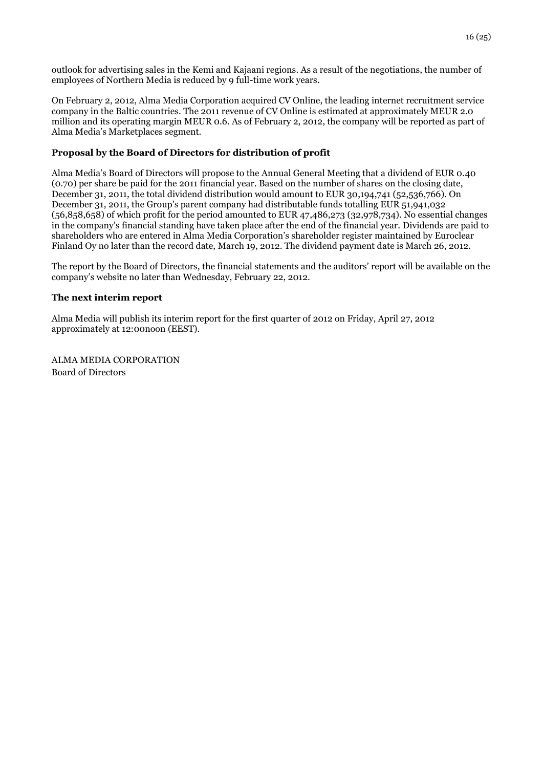outlook for advertising sales in the Kemi and Kajaani regions. As a result of the negotiations, the number of employees of Northern Media is reduced by 9 full-time work years.

On February 2, 2012, Alma Media Corporation acquired CV Online, the leading internet recruitment service company in the Baltic countries. The 2011 revenue of CV Online is estimated at approximately MEUR 2.0 million and its operating margin MEUR 0.6. As of February 2, 2012, the company will be reported as part of Alma Media's Marketplaces segment.

**Proposal by the Board of Directors for distribution of profit**

Alma Media's Board of Directors will propose to the Annual General Meeting that a dividend of EUR 0.40 (0.70) per share be paid for the 2011 financial year. Based on the number of shares on the closing date, December 31, 2011, the total dividend distribution would amount to EUR 30,194,741 (52,536,766). On December 31, 2011, the Group's parent company had distributable funds totalling EUR 51,941,032 (56,858,658) of which profit for the period amounted to EUR 47,486,273 (32,978,734). No essential changes in the company's financial standing have taken place after the end of the financial year. Dividends are paid to shareholders who are entered in Alma Media Corporation's shareholder register maintained by Euroclear Finland Oy no later than the record date, March 19, 2012. The dividend payment date is March 26, 2012.

The report by the Board of Directors, the financial statements and the auditors' report will be available on the company's website no later than Wednesday, February 22, 2012.

**The next interim report**

Alma Media will publish its interim report for the first quarter of 2012 on Friday, April 27, 2012 approximately at 12:00noon (EEST).

ALMA MEDIA CORPORATION
Board of Directors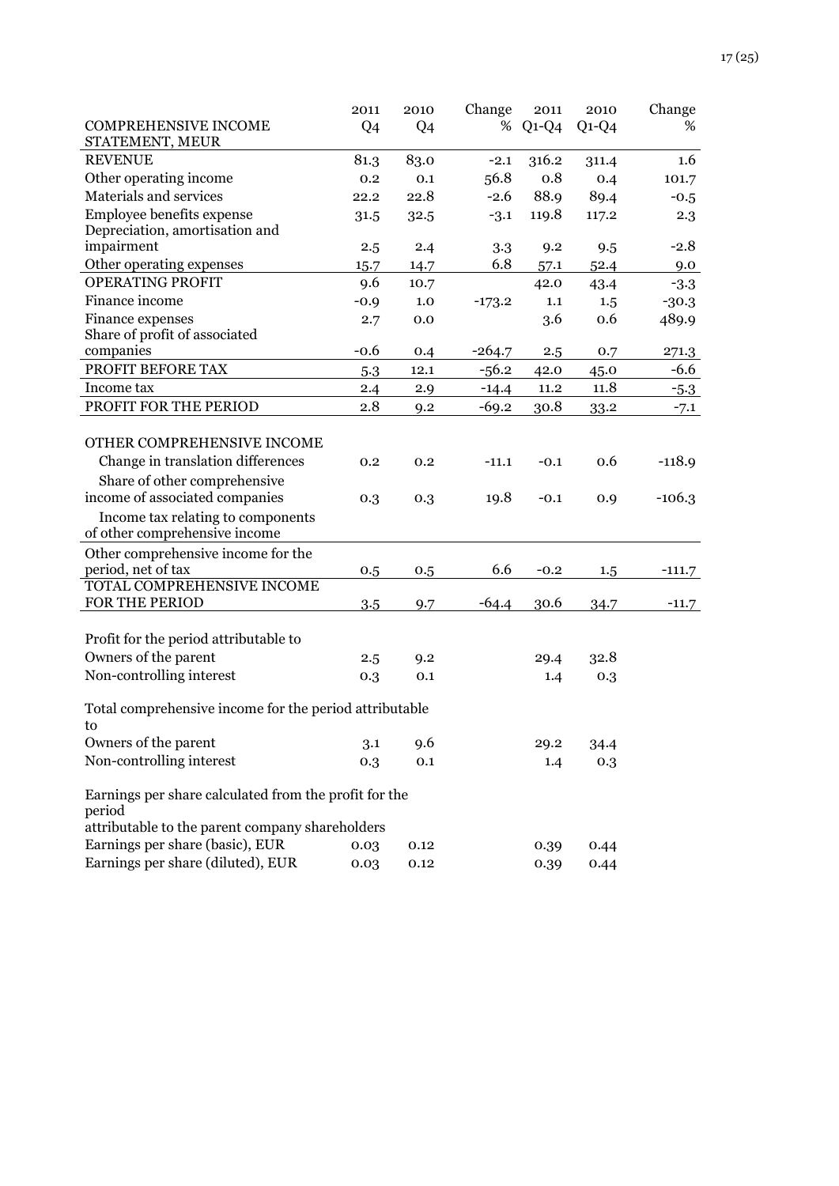| COMPREHENSIVE INCOME STATEMENT, MEUR | 2011 Q4 | 2010 Q4 | Change % | 2011 Q1-Q4 | 2010 Q1-Q4 | Change % |
|---|---|---|---|---|---|---|
| REVENUE | 81.3 | 83.0 | -2.1 | 316.2 | 311.4 | 1.6 |
| Other operating income | 0.2 | 0.1 | 56.8 | 0.8 | 0.4 | 101.7 |
| Materials and services | 22.2 | 22.8 | -2.6 | 88.9 | 89.4 | -0.5 |
| Employee benefits expense | 31.5 | 32.5 | -3.1 | 119.8 | 117.2 | 2.3 |
| Depreciation, amortisation and impairment | 2.5 | 2.4 | 3.3 | 9.2 | 9.5 | -2.8 |
| Other operating expenses | 15.7 | 14.7 | 6.8 | 57.1 | 52.4 | 9.0 |
| OPERATING PROFIT | 9.6 | 10.7 | | 42.0 | 43.4 | -3.3 |
| Finance income | -0.9 | 1.0 | -173.2 | 1.1 | 1.5 | -30.3 |
| Finance expenses | 2.7 | 0.0 | | 3.6 | 0.6 | 489.9 |
| Share of profit of associated companies | -0.6 | 0.4 | -264.7 | 2.5 | 0.7 | 271.3 |
| PROFIT BEFORE TAX | 5.3 | 12.1 | -56.2 | 42.0 | 45.0 | -6.6 |
| Income tax | 2.4 | 2.9 | -14.4 | 11.2 | 11.8 | -5.3 |
| PROFIT FOR THE PERIOD | 2.8 | 9.2 | -69.2 | 30.8 | 33.2 | -7.1 |
| | | | | | | |
| OTHER COMPREHENSIVE INCOME | | | | | | |
| Change in translation differences | 0.2 | 0.2 | -11.1 | -0.1 | 0.6 | -118.9 |
| Share of other comprehensive income of associated companies | 0.3 | 0.3 | 19.8 | -0.1 | 0.9 | -106.3 |
| Income tax relating to components of other comprehensive income | | | | | | |
| Other comprehensive income for the period, net of tax | 0.5 | 0.5 | 6.6 | -0.2 | 1.5 | -111.7 |
| TOTAL COMPREHENSIVE INCOME FOR THE PERIOD | 3.5 | 9.7 | -64.4 | 30.6 | 34.7 | -11.7 |
| | | | | | | |
| Profit for the period attributable to | | | | | | |
| Owners of the parent | 2.5 | 9.2 | | 29.4 | 32.8 | |
| Non-controlling interest | 0.3 | 0.1 | | 1.4 | 0.3 | |
| | | | | | | |
| Total comprehensive income for the period attributable to | | | | | | |
| Owners of the parent | 3.1 | 9.6 | | 29.2 | 34.4 | |
| Non-controlling interest | 0.3 | 0.1 | | 1.4 | 0.3 | |
| | | | | | | |
| Earnings per share calculated from the profit for the period attributable to the parent company shareholders | | | | | | |
| Earnings per share (basic), EUR | 0.03 | 0.12 | | 0.39 | 0.44 | |
| Earnings per share (diluted), EUR | 0.03 | 0.12 | | 0.39 | 0.44 | |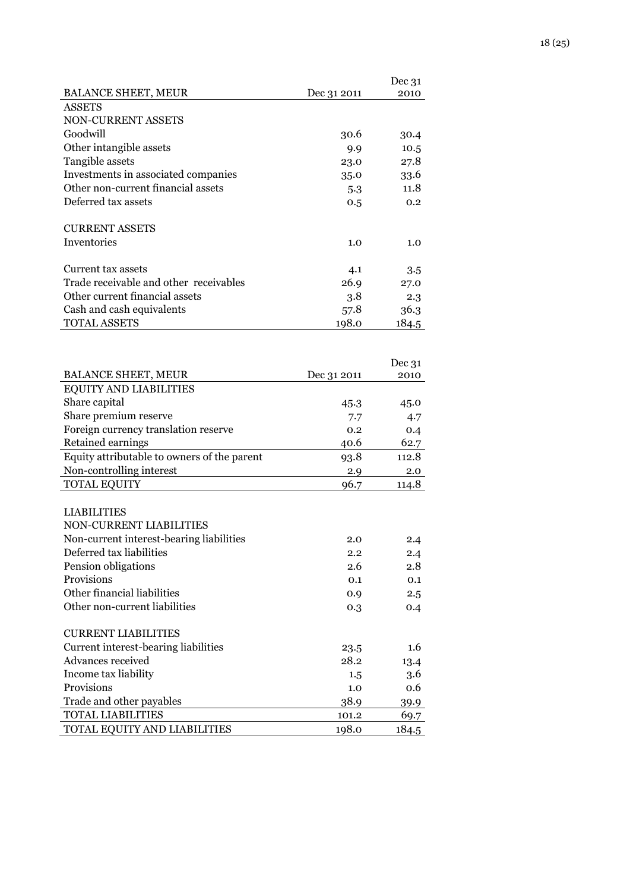| BALANCE SHEET, MEUR | Dec 31 2011 | Dec 31 2010 |
|---|---|---|
| ASSETS | | |
| NON-CURRENT ASSETS | | |
| Goodwill | 30.6 | 30.4 |
| Other intangible assets | 9.9 | 10.5 |
| Tangible assets | 23.0 | 27.8 |
| Investments in associated companies | 35.0 | 33.6 |
| Other non-current financial assets | 5.3 | 11.8 |
| Deferred tax assets | 0.5 | 0.2 |
| | | |
| CURRENT ASSETS | | |
| Inventories | 1.0 | 1.0 |
| | | |
| Current tax assets | 4.1 | 3.5 |
| Trade receivable and other receivables | 26.9 | 27.0 |
| Other current financial assets | 3.8 | 2.3 |
| Cash and cash equivalents | 57.8 | 36.3 |
| TOTAL ASSETS | 198.0 | 184.5 |

| BALANCE SHEET, MEUR | Dec 31 2011 | Dec 31 2010 |
|---|---|---|
| EQUITY AND LIABILITIES | | |
| Share capital | 45.3 | 45.0 |
| Share premium reserve | 7.7 | 4.7 |
| Foreign currency translation reserve | 0.2 | 0.4 |
| Retained earnings | 40.6 | 62.7 |
| Equity attributable to owners of the parent | 93.8 | 112.8 |
| Non-controlling interest | 2.9 | 2.0 |
| TOTAL EQUITY | 96.7 | 114.8 |
| | | |
| LIABILITIES | | |
| NON-CURRENT LIABILITIES | | |
| Non-current interest-bearing liabilities | 2.0 | 2.4 |
| Deferred tax liabilities | 2.2 | 2.4 |
| Pension obligations | 2.6 | 2.8 |
| Provisions | 0.1 | 0.1 |
| Other financial liabilities | 0.9 | 2.5 |
| Other non-current liabilities | 0.3 | 0.4 |
| | | |
| CURRENT LIABILITIES | | |
| Current interest-bearing liabilities | 23.5 | 1.6 |
| Advances received | 28.2 | 13.4 |
| Income tax liability | 1.5 | 3.6 |
| Provisions | 1.0 | 0.6 |
| Trade and other payables | 38.9 | 39.9 |
| TOTAL LIABILITIES | 101.2 | 69.7 |
| TOTAL EQUITY AND LIABILITIES | 198.0 | 184.5 |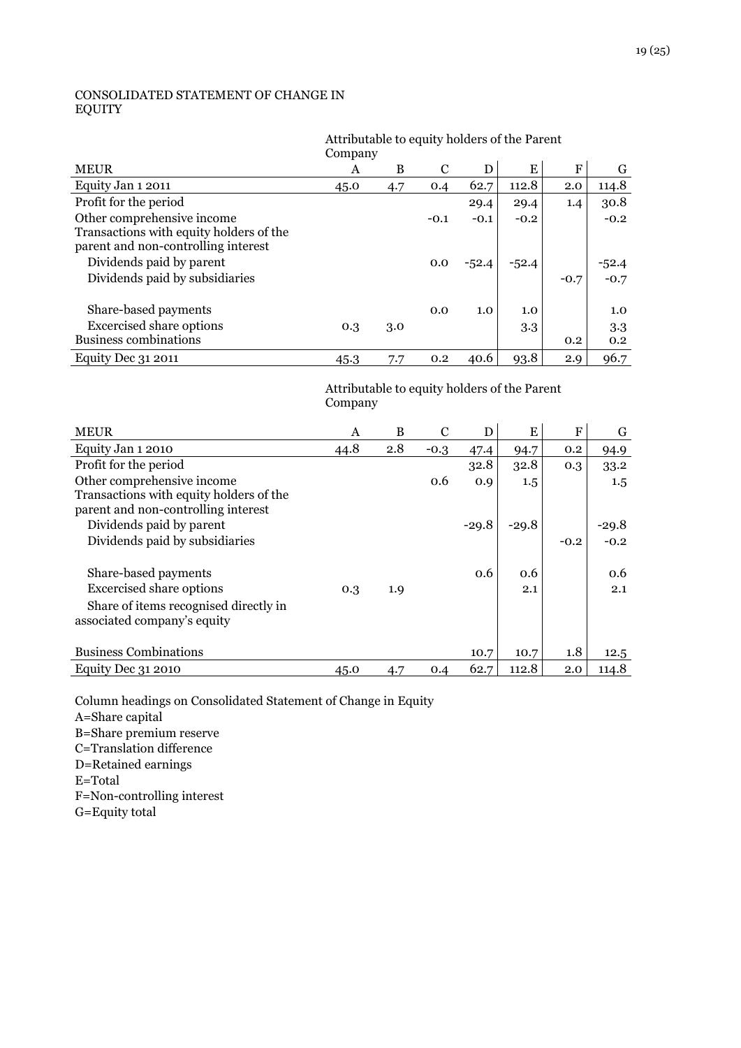## CONSOLIDATED STATEMENT OF CHANGE IN EQUITY

| | Attributable to equity holders of the Parent Company | | | | | | |
|---|---|---|---|---|---|---|---|
| MEUR | A | B | C | D | E | F | G |
| Equity Jan 1 2011 | 45.0 | 4.7 | 0.4 | 62.7 | 112.8 | 2.0 | 114.8 |
| Profit for the period | | | | 29.4 | 29.4 | 1.4 | 30.8 |
| Other comprehensive income | | | -0.1 | -0.1 | -0.2 | | -0.2 |
| Transactions with equity holders of the parent and non-controlling interest | | | | | | | |
| Dividends paid by parent | | | 0.0 | -52.4 | -52.4 | | -52.4 |
| Dividends paid by subsidiaries | | | | | | -0.7 | -0.7 |
| Share-based payments | | | 0.0 | 1.0 | 1.0 | | 1.0 |
| Excercised share options | 0.3 | 3.0 | | | 3.3 | | 3.3 |
| Business combinations | | | | | | 0.2 | 0.2 |
| Equity Dec 31 2011 | 45.3 | 7.7 | 0.2 | 40.6 | 93.8 | 2.9 | 96.7 |

| | Attributable to equity holders of the Parent Company | | | | | | |
|---|---|---|---|---|---|---|---|
| MEUR | A | B | C | D | E | F | G |
| Equity Jan 1 2010 | 44.8 | 2.8 | -0.3 | 47.4 | 94.7 | 0.2 | 94.9 |
| Profit for the period | | | | 32.8 | 32.8 | 0.3 | 33.2 |
| Other comprehensive income | | | 0.6 | 0.9 | 1.5 | | 1.5 |
| Transactions with equity holders of the parent and non-controlling interest | | | | | | | |
| Dividends paid by parent | | | | -29.8 | -29.8 | | -29.8 |
| Dividends paid by subsidiaries | | | | | | -0.2 | -0.2 |
| Share-based payments | | | | 0.6 | 0.6 | | 0.6 |
| Excercised share options | 0.3 | 1.9 | | | 2.1 | | 2.1 |
| Share of items recognised directly in associated company's equity | | | | | | | |
| Business Combinations | | | | 10.7 | 10.7 | 1.8 | 12.5 |
| Equity Dec 31 2010 | 45.0 | 4.7 | 0.4 | 62.7 | 112.8 | 2.0 | 114.8 |

Column headings on Consolidated Statement of Change in Equity

A=Share capital  
B=Share premium reserve  
C=Translation difference  
D=Retained earnings  
E=Total  
F=Non-controlling interest  
G=Equity total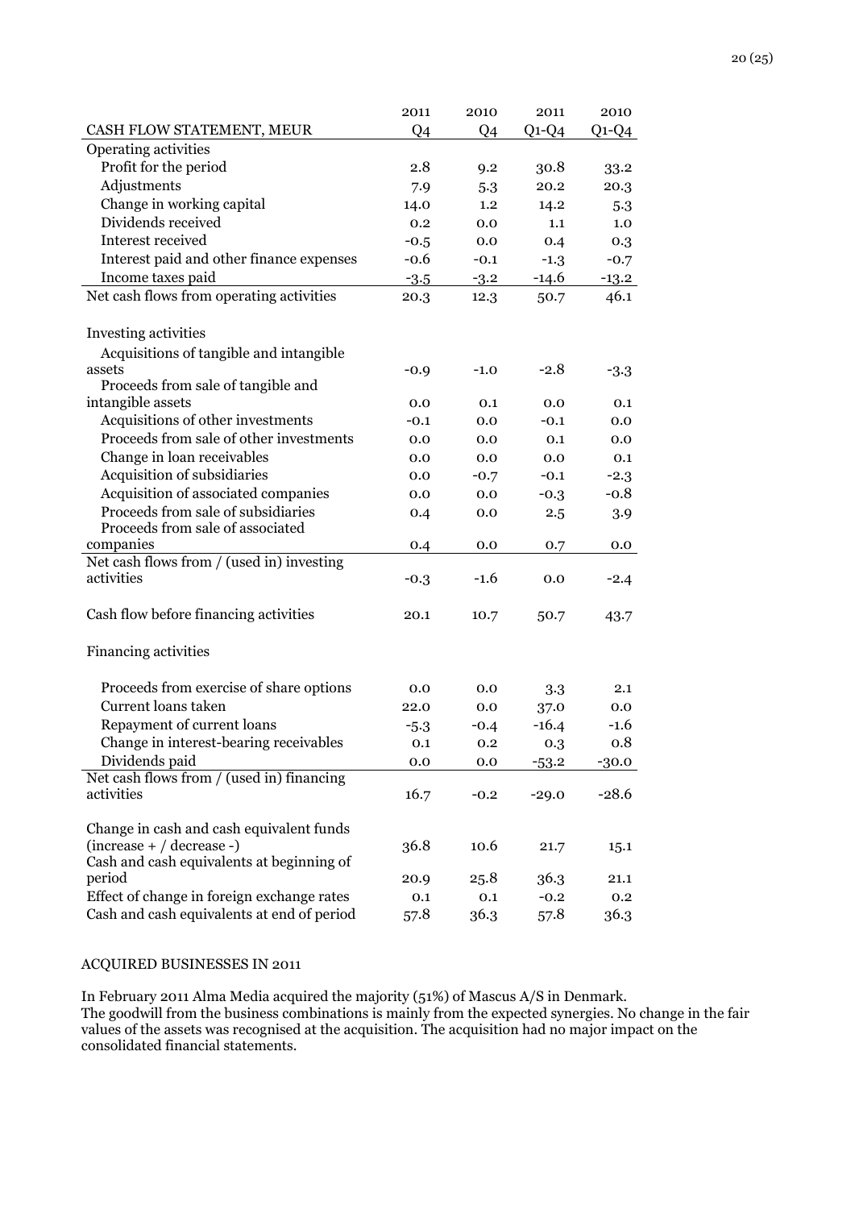| CASH FLOW STATEMENT, MEUR | 2011 Q4 | 2010 Q4 | 2011 Q1-Q4 | 2010 Q1-Q4 |
|---|---|---|---|---|
| Operating activities | | | | |
| Profit for the period | 2.8 | 9.2 | 30.8 | 33.2 |
| Adjustments | 7.9 | 5.3 | 20.2 | 20.3 |
| Change in working capital | 14.0 | 1.2 | 14.2 | 5.3 |
| Dividends received | 0.2 | 0.0 | 1.1 | 1.0 |
| Interest received | -0.5 | 0.0 | 0.4 | 0.3 |
| Interest paid and other finance expenses | -0.6 | -0.1 | -1.3 | -0.7 |
| Income taxes paid | -3.5 | -3.2 | -14.6 | -13.2 |
| Net cash flows from operating activities | 20.3 | 12.3 | 50.7 | 46.1 |
| | | | | |
| Investing activities | | | | |
| Acquisitions of tangible and intangible assets | -0.9 | -1.0 | -2.8 | -3.3 |
| Proceeds from sale of tangible and intangible assets | 0.0 | 0.1 | 0.0 | 0.1 |
| Acquisitions of other investments | -0.1 | 0.0 | -0.1 | 0.0 |
| Proceeds from sale of other investments | 0.0 | 0.0 | 0.1 | 0.0 |
| Change in loan receivables | 0.0 | 0.0 | 0.0 | 0.1 |
| Acquisition of subsidiaries | 0.0 | -0.7 | -0.1 | -2.3 |
| Acquisition of associated companies | 0.0 | 0.0 | -0.3 | -0.8 |
| Proceeds from sale of subsidiaries | 0.4 | 0.0 | 2.5 | 3.9 |
| Proceeds from sale of associated companies | 0.4 | 0.0 | 0.7 | 0.0 |
| Net cash flows from / (used in) investing activities | -0.3 | -1.6 | 0.0 | -2.4 |
| | | | | |
| Cash flow before financing activities | 20.1 | 10.7 | 50.7 | 43.7 |
| | | | | |
| Financing activities | | | | |
| Proceeds from exercise of share options | 0.0 | 0.0 | 3.3 | 2.1 |
| Current loans taken | 22.0 | 0.0 | 37.0 | 0.0 |
| Repayment of current loans | -5.3 | -0.4 | -16.4 | -1.6 |
| Change in interest-bearing receivables | 0.1 | 0.2 | 0.3 | 0.8 |
| Dividends paid | 0.0 | 0.0 | -53.2 | -30.0 |
| Net cash flows from / (used in) financing activities | 16.7 | -0.2 | -29.0 | -28.6 |
| | | | | |
| Change in cash and cash equivalent funds (increase + / decrease -) | 36.8 | 10.6 | 21.7 | 15.1 |
| Cash and cash equivalents at beginning of period | 20.9 | 25.8 | 36.3 | 21.1 |
| Effect of change in foreign exchange rates | 0.1 | 0.1 | -0.2 | 0.2 |
| Cash and cash equivalents at end of period | 57.8 | 36.3 | 57.8 | 36.3 |

## ACQUIRED BUSINESSES IN 2011

In February 2011 Alma Media acquired the majority (51%) of Mascus A/S in Denmark.
The goodwill from the business combinations is mainly from the expected synergies. No change in the fair values of the assets was recognised at the acquisition. The acquisition had no major impact on the consolidated financial statements.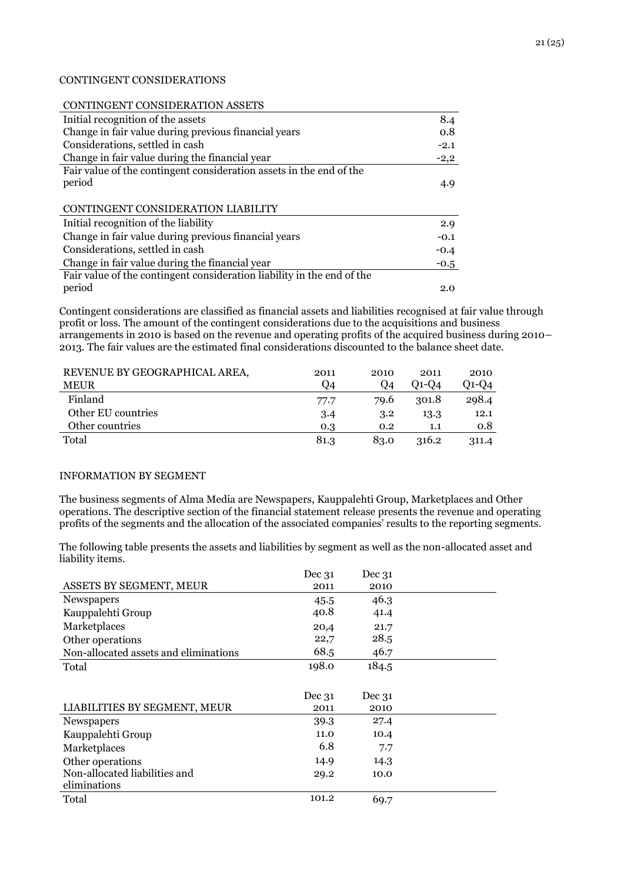CONTINGENT CONSIDERATIONS

| CONTINGENT CONSIDERATION ASSETS | |
|---|---|
| Initial recognition of the assets | 8.4 |
| Change in fair value during previous financial years | 0.8 |
| Considerations, settled in cash | -2.1 |
| Change in fair value during the financial year | -2,2 |
| Fair value of the contingent consideration assets in the end of the period | 4.9 |

| CONTINGENT CONSIDERATION LIABILITY | |
|---|---|
| Initial recognition of the liability | 2.9 |
| Change in fair value during previous financial years | -0.1 |
| Considerations, settled in cash | -0.4 |
| Change in fair value during the financial year | -0.5 |
| Fair value of the contingent consideration liability in the end of the period | 2.0 |

Contingent considerations are classified as financial assets and liabilities recognised at fair value through profit or loss. The amount of the contingent considerations due to the acquisitions and business arrangements in 2010 is based on the revenue and operating profits of the acquired business during 2010–2013. The fair values are the estimated final considerations discounted to the balance sheet date.

| REVENUE BY GEOGRAPHICAL AREA, MEUR | 2011 Q4 | 2010 Q4 | 2011 Q1-Q4 | 2010 Q1-Q4 |
|---|---|---|---|---|
| Finland | 77.7 | 79.6 | 301.8 | 298.4 |
| Other EU countries | 3.4 | 3.2 | 13.3 | 12.1 |
| Other countries | 0.3 | 0.2 | 1.1 | 0.8 |
| Total | 81.3 | 83.0 | 316.2 | 311.4 |

INFORMATION BY SEGMENT

The business segments of Alma Media are Newspapers, Kauppalehti Group, Marketplaces and Other operations. The descriptive section of the financial statement release presents the revenue and operating profits of the segments and the allocation of the associated companies' results to the reporting segments.

The following table presents the assets and liabilities by segment as well as the non-allocated asset and liability items.

| ASSETS BY SEGMENT, MEUR | Dec 31 2011 | Dec 31 2010 |
|---|---|---|
| Newspapers | 45.5 | 46.3 |
| Kauppalehti Group | 40.8 | 41.4 |
| Marketplaces | 20,4 | 21.7 |
| Other operations | 22,7 | 28.5 |
| Non-allocated assets and eliminations | 68.5 | 46.7 |
| Total | 198.0 | 184.5 |

| LIABILITIES BY SEGMENT, MEUR | Dec 31 2011 | Dec 31 2010 |
|---|---|---|
| Newspapers | 39.3 | 27.4 |
| Kauppalehti Group | 11.0 | 10.4 |
| Marketplaces | 6.8 | 7.7 |
| Other operations | 14.9 | 14.3 |
| Non-allocated liabilities and eliminations | 29.2 | 10.0 |
| Total | 101.2 | 69.7 |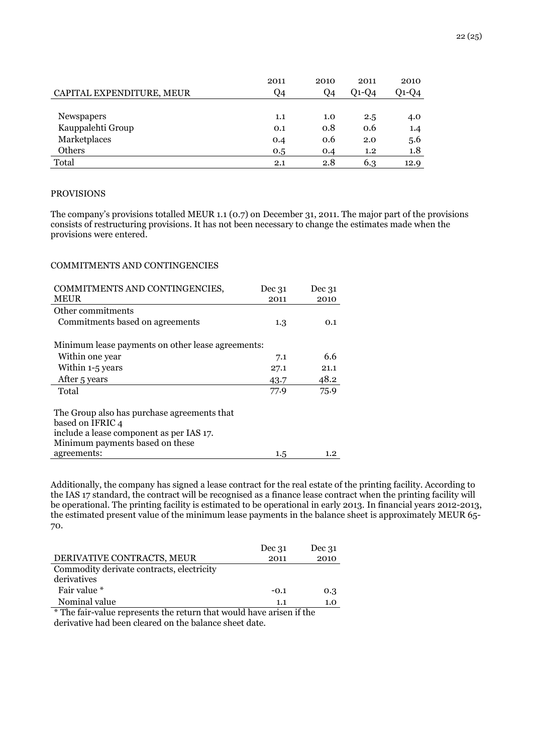| CAPITAL EXPENDITURE, MEUR | 2011 Q4 | 2010 Q4 | 2011 Q1-Q4 | 2010 Q1-Q4 |
|---|---|---|---|---|
| Newspapers | 1.1 | 1.0 | 2.5 | 4.0 |
| Kauppalehti Group | 0.1 | 0.8 | 0.6 | 1.4 |
| Marketplaces | 0.4 | 0.6 | 2.0 | 5.6 |
| Others | 0.5 | 0.4 | 1.2 | 1.8 |
| Total | 2.1 | 2.8 | 6.3 | 12.9 |

PROVISIONS

The company's provisions totalled MEUR 1.1 (0.7) on December 31, 2011. The major part of the provisions consists of restructuring provisions. It has not been necessary to change the estimates made when the provisions were entered.

COMMITMENTS AND CONTINGENCIES

| COMMITMENTS AND CONTINGENCIES, MEUR | Dec 31 2011 | Dec 31 2010 |
|---|---|---|
| Other commitments | | |
| Commitments based on agreements | 1.3 | 0.1 |
| | | |
| Minimum lease payments on other lease agreements: | | |
| Within one year | 7.1 | 6.6 |
| Within 1-5 years | 27.1 | 21.1 |
| After 5 years | 43.7 | 48.2 |
| Total | 77.9 | 75.9 |
| | | |
| The Group also has purchase agreements that based on IFRIC 4 include a lease component as per IAS 17. Minimum payments based on these agreements: | 1.5 | 1.2 |

Additionally, the company has signed a lease contract for the real estate of the printing facility. According to the IAS 17 standard, the contract will be recognised as a finance lease contract when the printing facility will be operational. The printing facility is estimated to be operational in early 2013. In financial years 2012-2013, the estimated present value of the minimum lease payments in the balance sheet is approximately MEUR 65-70.

| DERIVATIVE CONTRACTS, MEUR | Dec 31 2011 | Dec 31 2010 |
|---|---|---|
| Commodity derivate contracts, electricity derivatives | | |
| Fair value * | -0.1 | 0.3 |
| Nominal value | 1.1 | 1.0 |

* The fair-value represents the return that would have arisen if the derivative had been cleared on the balance sheet date.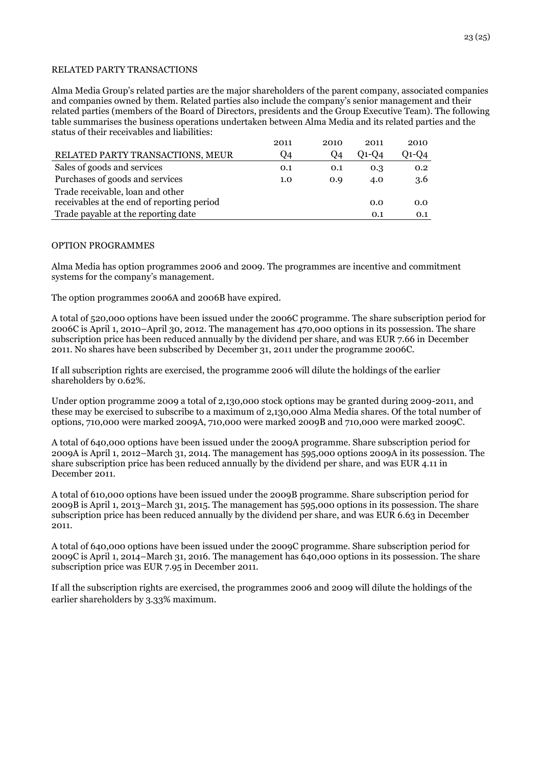## RELATED PARTY TRANSACTIONS

Alma Media Group's related parties are the major shareholders of the parent company, associated companies and companies owned by them. Related parties also include the company's senior management and their related parties (members of the Board of Directors, presidents and the Group Executive Team). The following table summarises the business operations undertaken between Alma Media and its related parties and the status of their receivables and liabilities:

| RELATED PARTY TRANSACTIONS, MEUR | 2011 Q4 | 2010 Q4 | 2011 Q1-Q4 | 2010 Q1-Q4 |
|---|---|---|---|---|
| Sales of goods and services | 0.1 | 0.1 | 0.3 | 0.2 |
| Purchases of goods and services | 1.0 | 0.9 | 4.0 | 3.6 |
| Trade receivable, loan and other receivables at the end of reporting period | | | 0.0 | 0.0 |
| Trade payable at the reporting date | | | 0.1 | 0.1 |

## OPTION PROGRAMMES

Alma Media has option programmes 2006 and 2009. The programmes are incentive and commitment systems for the company's management.

The option programmes 2006A and 2006B have expired.

A total of 520,000 options have been issued under the 2006C programme. The share subscription period for 2006C is April 1, 2010–April 30, 2012. The management has 470,000 options in its possession. The share subscription price has been reduced annually by the dividend per share, and was EUR 7.66 in December 2011. No shares have been subscribed by December 31, 2011 under the programme 2006C.

If all subscription rights are exercised, the programme 2006 will dilute the holdings of the earlier shareholders by 0.62%.

Under option programme 2009 a total of 2,130,000 stock options may be granted during 2009-2011, and these may be exercised to subscribe to a maximum of 2,130,000 Alma Media shares. Of the total number of options, 710,000 were marked 2009A, 710,000 were marked 2009B and 710,000 were marked 2009C.

A total of 640,000 options have been issued under the 2009A programme. Share subscription period for 2009A is April 1, 2012–March 31, 2014. The management has 595,000 options 2009A in its possession. The share subscription price has been reduced annually by the dividend per share, and was EUR 4.11 in December 2011.

A total of 610,000 options have been issued under the 2009B programme. Share subscription period for 2009B is April 1, 2013–March 31, 2015. The management has 595,000 options in its possession. The share subscription price has been reduced annually by the dividend per share, and was EUR 6.63 in December 2011.

A total of 640,000 options have been issued under the 2009C programme. Share subscription period for 2009C is April 1, 2014–March 31, 2016. The management has 640,000 options in its possession. The share subscription price was EUR 7.95 in December 2011.

If all the subscription rights are exercised, the programmes 2006 and 2009 will dilute the holdings of the earlier shareholders by 3.33% maximum.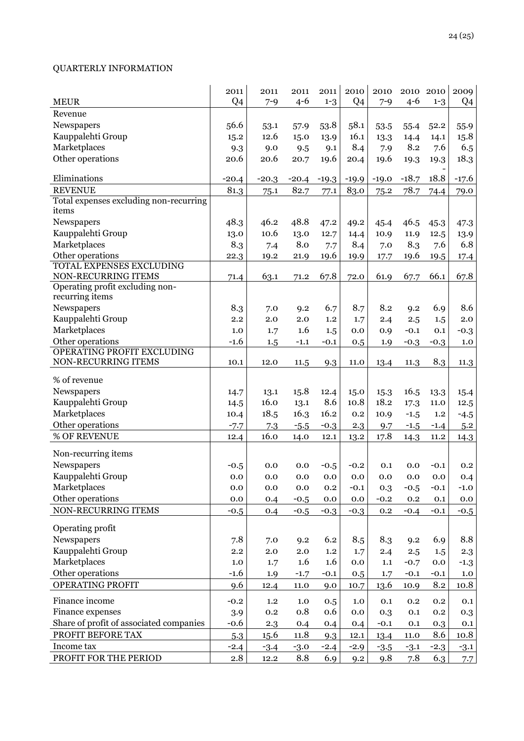QUARTERLY INFORMATION

| MEUR | 2011 Q4 | 2011 7-9 | 2011 4-6 | 2011 1-3 | 2010 Q4 | 2010 7-9 | 2010 4-6 | 2010 1-3 | 2009 Q4 |
|---|---|---|---|---|---|---|---|---|---|
| Revenue | | | | | | | | | |
| Newspapers | 56.6 | 53.1 | 57.9 | 53.8 | 58.1 | 53.5 | 55.4 | 52.2 | 55.9 |
| Kauppalehti Group | 15.2 | 12.6 | 15.0 | 13.9 | 16.1 | 13.3 | 14.4 | 14.1 | 15.8 |
| Marketplaces | 9.3 | 9.0 | 9.5 | 9.1 | 8.4 | 7.9 | 8.2 | 7.6 | 6.5 |
| Other operations | 20.6 | 20.6 | 20.7 | 19.6 | 20.4 | 19.6 | 19.3 | 19.3 | 18.3 |
| Eliminations | -20.4 | -20.3 | -20.4 | -19.3 | -19.9 | -19.0 | -18.7 | - 18.8 | -17.6 |
| REVENUE | 81.3 | 75.1 | 82.7 | 77.1 | 83.0 | 75.2 | 78.7 | 74.4 | 79.0 |
| Total expenses excluding non-recurring items | | | | | | | | | |
| Newspapers | 48.3 | 46.2 | 48.8 | 47.2 | 49.2 | 45.4 | 46.5 | 45.3 | 47.3 |
| Kauppalehti Group | 13.0 | 10.6 | 13.0 | 12.7 | 14.4 | 10.9 | 11.9 | 12.5 | 13.9 |
| Marketplaces | 8.3 | 7.4 | 8.0 | 7.7 | 8.4 | 7.0 | 8.3 | 7.6 | 6.8 |
| Other operations | 22.3 | 19.2 | 21.9 | 19.6 | 19.9 | 17.7 | 19.6 | 19.5 | 17.4 |
| TOTAL EXPENSES EXCLUDING NON-RECURRING ITEMS | 71.4 | 63.1 | 71.2 | 67.8 | 72.0 | 61.9 | 67.7 | 66.1 | 67.8 |
| Operating profit excluding non-recurring items | | | | | | | | | |
| Newspapers | 8.3 | 7.0 | 9.2 | 6.7 | 8.7 | 8.2 | 9.2 | 6.9 | 8.6 |
| Kauppalehti Group | 2.2 | 2.0 | 2.0 | 1.2 | 1.7 | 2.4 | 2.5 | 1.5 | 2.0 |
| Marketplaces | 1.0 | 1.7 | 1.6 | 1.5 | 0.0 | 0.9 | -0.1 | 0.1 | -0.3 |
| Other operations | -1.6 | 1.5 | -1.1 | -0.1 | 0.5 | 1.9 | -0.3 | -0.3 | 1.0 |
| OPERATING PROFIT EXCLUDING NON-RECURRING ITEMS | 10.1 | 12.0 | 11.5 | 9.3 | 11.0 | 13.4 | 11.3 | 8.3 | 11.3 |
| % of revenue | | | | | | | | | |
| Newspapers | 14.7 | 13.1 | 15.8 | 12.4 | 15.0 | 15.3 | 16.5 | 13.3 | 15.4 |
| Kauppalehti Group | 14.5 | 16.0 | 13.1 | 8.6 | 10.8 | 18.2 | 17.3 | 11.0 | 12.5 |
| Marketplaces | 10.4 | 18.5 | 16.3 | 16.2 | 0.2 | 10.9 | -1.5 | 1.2 | -4.5 |
| Other operations | -7.7 | 7.3 | -5.5 | -0.3 | 2.3 | 9.7 | -1.5 | -1.4 | 5.2 |
| % OF REVENUE | 12.4 | 16.0 | 14.0 | 12.1 | 13.2 | 17.8 | 14.3 | 11.2 | 14.3 |
| Non-recurring items | | | | | | | | | |
| Newspapers | -0.5 | 0.0 | 0.0 | -0.5 | -0.2 | 0.1 | 0.0 | -0.1 | 0.2 |
| Kauppalehti Group | 0.0 | 0.0 | 0.0 | 0.0 | 0.0 | 0.0 | 0.0 | 0.0 | 0.4 |
| Marketplaces | 0.0 | 0.0 | 0.0 | 0.2 | -0.1 | 0.3 | -0.5 | -0.1 | -1.0 |
| Other operations | 0.0 | 0.4 | -0.5 | 0.0 | 0.0 | -0.2 | 0.2 | 0.1 | 0.0 |
| NON-RECURRING ITEMS | -0.5 | 0.4 | -0.5 | -0.3 | -0.3 | 0.2 | -0.4 | -0.1 | -0.5 |
| Operating profit | | | | | | | | | |
| Newspapers | 7.8 | 7.0 | 9.2 | 6.2 | 8.5 | 8.3 | 9.2 | 6.9 | 8.8 |
| Kauppalehti Group | 2.2 | 2.0 | 2.0 | 1.2 | 1.7 | 2.4 | 2.5 | 1.5 | 2.3 |
| Marketplaces | 1.0 | 1.7 | 1.6 | 1.6 | 0.0 | 1.1 | -0.7 | 0.0 | -1.3 |
| Other operations | -1.6 | 1.9 | -1.7 | -0.1 | 0.5 | 1.7 | -0.1 | -0.1 | 1.0 |
| OPERATING PROFIT | 9.6 | 12.4 | 11.0 | 9.0 | 10.7 | 13.6 | 10.9 | 8.2 | 10.8 |
| Finance income | -0.2 | 1.2 | 1.0 | 0.5 | 1.0 | 0.1 | 0.2 | 0.2 | 0.1 |
| Finance expenses | 3.9 | 0.2 | 0.8 | 0.6 | 0.0 | 0.3 | 0.1 | 0.2 | 0.3 |
| Share of profit of associated companies | -0.6 | 2.3 | 0.4 | 0.4 | 0.4 | -0.1 | 0.1 | 0.3 | 0.1 |
| PROFIT BEFORE TAX | 5.3 | 15.6 | 11.8 | 9.3 | 12.1 | 13.4 | 11.0 | 8.6 | 10.8 |
| Income tax | -2.4 | -3.4 | -3.0 | -2.4 | -2.9 | -3.5 | -3.1 | -2.3 | -3.1 |
| PROFIT FOR THE PERIOD | 2.8 | 12.2 | 8.8 | 6.9 | 9.2 | 9.8 | 7.8 | 6.3 | 7.7 |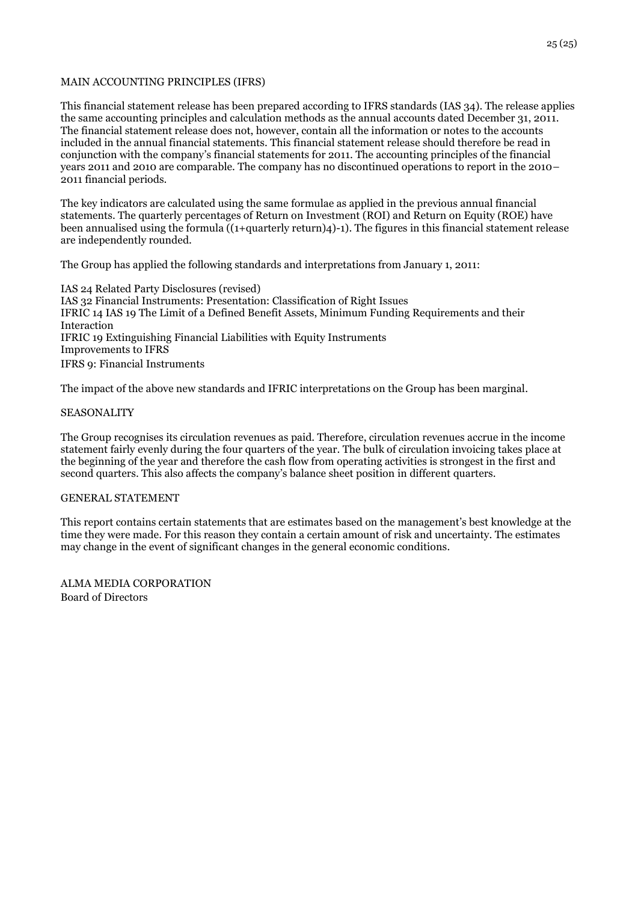## MAIN ACCOUNTING PRINCIPLES (IFRS)

This financial statement release has been prepared according to IFRS standards (IAS 34). The release applies the same accounting principles and calculation methods as the annual accounts dated December 31, 2011. The financial statement release does not, however, contain all the information or notes to the accounts included in the annual financial statements. This financial statement release should therefore be read in conjunction with the company's financial statements for 2011. The accounting principles of the financial years 2011 and 2010 are comparable. The company has no discontinued operations to report in the 2010–2011 financial periods.

The key indicators are calculated using the same formulae as applied in the previous annual financial statements. The quarterly percentages of Return on Investment (ROI) and Return on Equity (ROE) have been annualised using the formula ((1+quarterly return)4)-1). The figures in this financial statement release are independently rounded.

The Group has applied the following standards and interpretations from January 1, 2011:

IAS 24 Related Party Disclosures (revised)
IAS 32 Financial Instruments: Presentation: Classification of Right Issues
IFRIC 14 IAS 19 The Limit of a Defined Benefit Assets, Minimum Funding Requirements and their Interaction
IFRIC 19 Extinguishing Financial Liabilities with Equity Instruments
Improvements to IFRS
IFRS 9: Financial Instruments

The impact of the above new standards and IFRIC interpretations on the Group has been marginal.

## SEASONALITY

The Group recognises its circulation revenues as paid. Therefore, circulation revenues accrue in the income statement fairly evenly during the four quarters of the year. The bulk of circulation invoicing takes place at the beginning of the year and therefore the cash flow from operating activities is strongest in the first and second quarters. This also affects the company's balance sheet position in different quarters.

## GENERAL STATEMENT

This report contains certain statements that are estimates based on the management's best knowledge at the time they were made. For this reason they contain a certain amount of risk and uncertainty. The estimates may change in the event of significant changes in the general economic conditions.

ALMA MEDIA CORPORATION
Board of Directors